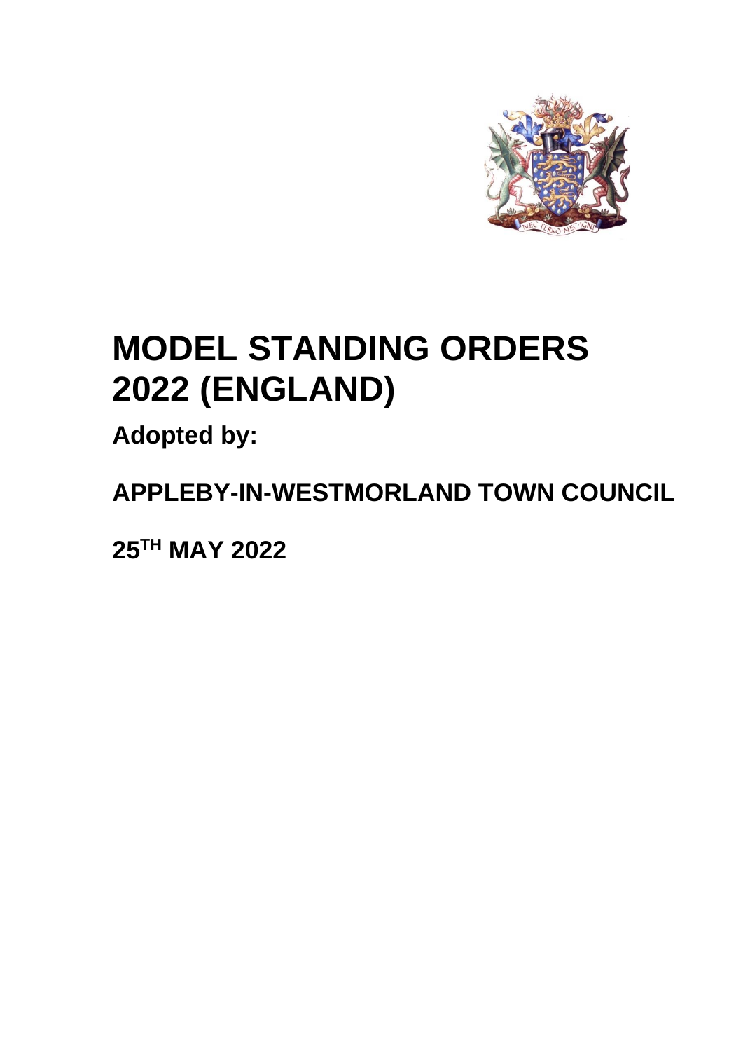# MODEL STANDING ORDERS 2022 (ENGLAND)

**Adopted by:**

**APPLEBY-IN-WESTMORLAND TOWN COUNCIL**

**25TH MAY 2022**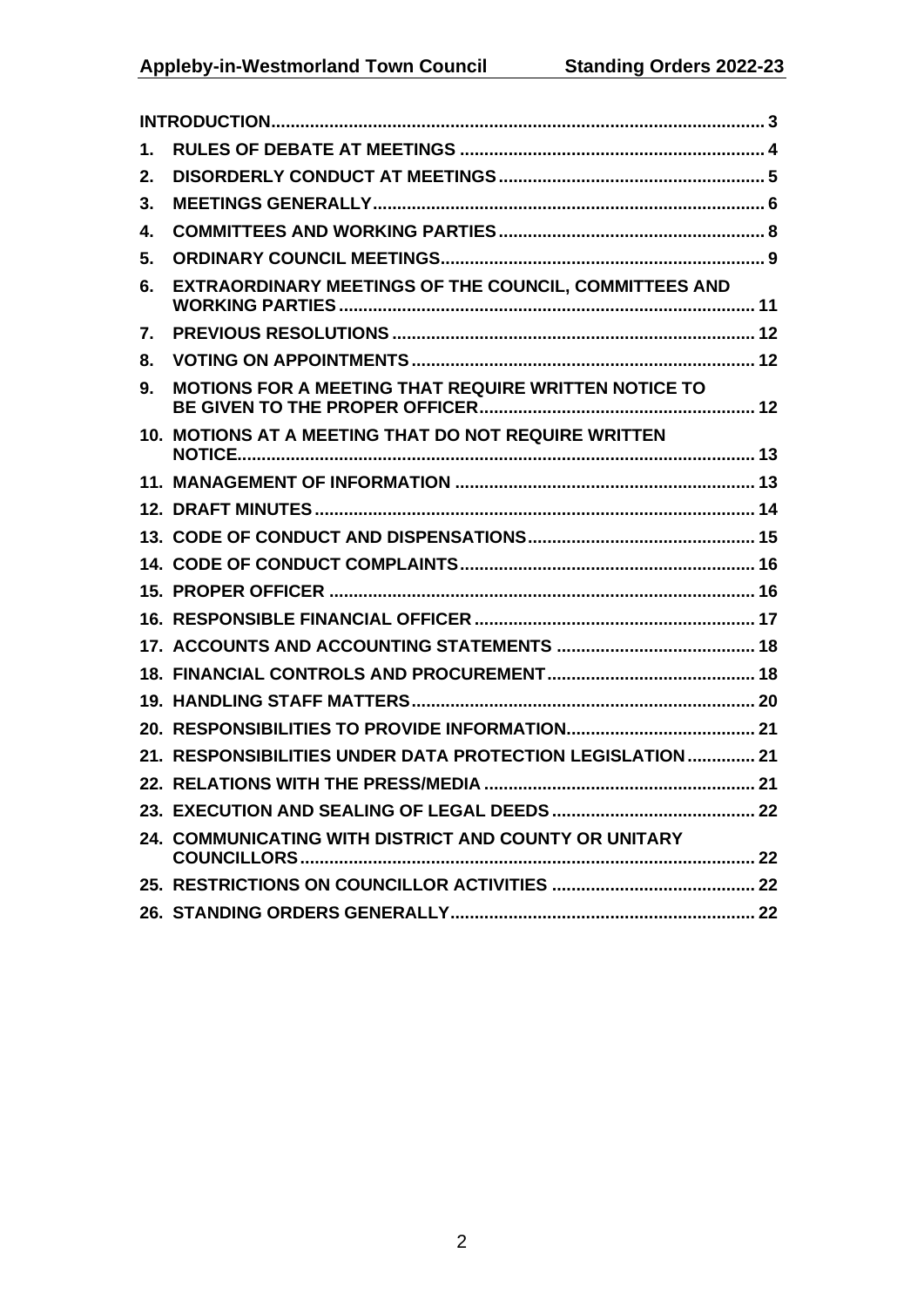| | | |
|---|---|---|
| **INTRODUCTION** | | **3** |
| **1.** | **RULES OF DEBATE AT MEETINGS** | **4** |
| **2.** | **DISORDERLY CONDUCT AT MEETINGS** | **5** |
| **3.** | **MEETINGS GENERALLY** | **6** |
| **4.** | **COMMITTEES AND WORKING PARTIES** | **8** |
| **5.** | **ORDINARY COUNCIL MEETINGS** | **9** |
| **6.** | **EXTRAORDINARY MEETINGS OF THE COUNCIL, COMMITTEES AND WORKING PARTIES** | **11** |
| **7.** | **PREVIOUS RESOLUTIONS** | **12** |
| **8.** | **VOTING ON APPOINTMENTS** | **12** |
| **9.** | **MOTIONS FOR A MEETING THAT REQUIRE WRITTEN NOTICE TO BE GIVEN TO THE PROPER OFFICER** | **12** |
| **10.** | **MOTIONS AT A MEETING THAT DO NOT REQUIRE WRITTEN NOTICE** | **13** |
| **11.** | **MANAGEMENT OF INFORMATION** | **13** |
| **12.** | **DRAFT MINUTES** | **14** |
| **13.** | **CODE OF CONDUCT AND DISPENSATIONS** | **15** |
| **14.** | **CODE OF CONDUCT COMPLAINTS** | **16** |
| **15.** | **PROPER OFFICER** | **16** |
| **16.** | **RESPONSIBLE FINANCIAL OFFICER** | **17** |
| **17.** | **ACCOUNTS AND ACCOUNTING STATEMENTS** | **18** |
| **18.** | **FINANCIAL CONTROLS AND PROCUREMENT** | **18** |
| **19.** | **HANDLING STAFF MATTERS** | **20** |
| **20.** | **RESPONSIBILITIES TO PROVIDE INFORMATION** | **21** |
| **21.** | **RESPONSIBILITIES UNDER DATA PROTECTION LEGISLATION** | **21** |
| **22.** | **RELATIONS WITH THE PRESS/MEDIA** | **21** |
| **23.** | **EXECUTION AND SEALING OF LEGAL DEEDS** | **22** |
| **24.** | **COMMUNICATING WITH DISTRICT AND COUNTY OR UNITARY COUNCILLORS** | **22** |
| **25.** | **RESTRICTIONS ON COUNCILLOR ACTIVITIES** | **22** |
| **26.** | **STANDING ORDERS GENERALLY** | **22** |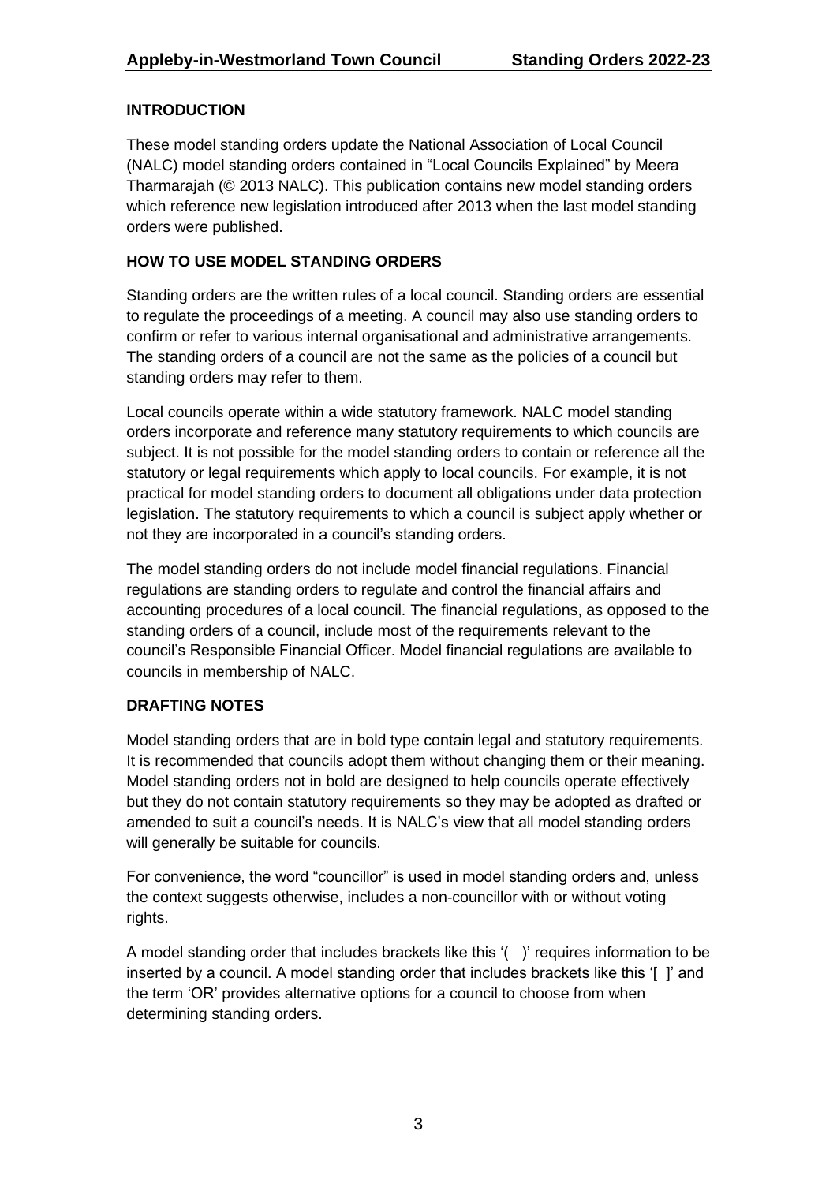## INTRODUCTION

These model standing orders update the National Association of Local Council (NALC) model standing orders contained in "Local Councils Explained" by Meera Tharmarajah (© 2013 NALC). This publication contains new model standing orders which reference new legislation introduced after 2013 when the last model standing orders were published.

## HOW TO USE MODEL STANDING ORDERS

Standing orders are the written rules of a local council. Standing orders are essential to regulate the proceedings of a meeting. A council may also use standing orders to confirm or refer to various internal organisational and administrative arrangements. The standing orders of a council are not the same as the policies of a council but standing orders may refer to them.

Local councils operate within a wide statutory framework. NALC model standing orders incorporate and reference many statutory requirements to which councils are subject. It is not possible for the model standing orders to contain or reference all the statutory or legal requirements which apply to local councils. For example, it is not practical for model standing orders to document all obligations under data protection legislation. The statutory requirements to which a council is subject apply whether or not they are incorporated in a council's standing orders.

The model standing orders do not include model financial regulations. Financial regulations are standing orders to regulate and control the financial affairs and accounting procedures of a local council. The financial regulations, as opposed to the standing orders of a council, include most of the requirements relevant to the council's Responsible Financial Officer. Model financial regulations are available to councils in membership of NALC.

## DRAFTING NOTES

Model standing orders that are in bold type contain legal and statutory requirements. It is recommended that councils adopt them without changing them or their meaning. Model standing orders not in bold are designed to help councils operate effectively but they do not contain statutory requirements so they may be adopted as drafted or amended to suit a council's needs. It is NALC's view that all model standing orders will generally be suitable for councils.

For convenience, the word "councillor" is used in model standing orders and, unless the context suggests otherwise, includes a non-councillor with or without voting rights.

A model standing order that includes brackets like this '( )' requires information to be inserted by a council. A model standing order that includes brackets like this '[ ]' and the term 'OR' provides alternative options for a council to choose from when determining standing orders.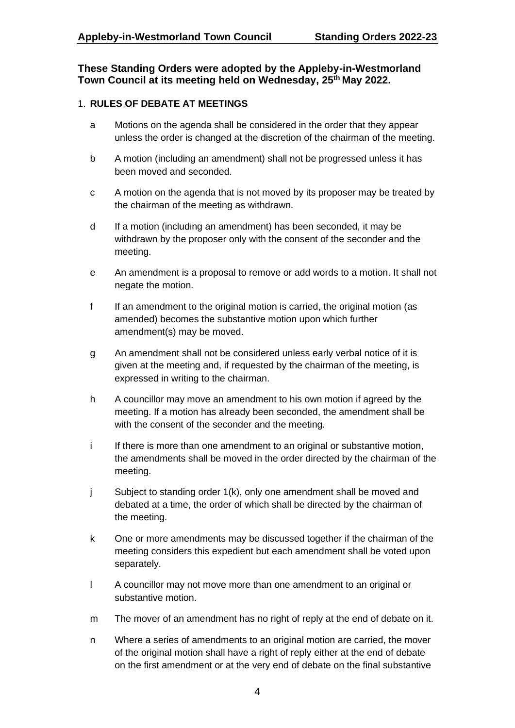**These Standing Orders were adopted by the Appleby-in-Westmorland Town Council at its meeting held on Wednesday, 25th May 2022.**

## 1. RULES OF DEBATE AT MEETINGS

a Motions on the agenda shall be considered in the order that they appear unless the order is changed at the discretion of the chairman of the meeting.

b A motion (including an amendment) shall not be progressed unless it has been moved and seconded.

c A motion on the agenda that is not moved by its proposer may be treated by the chairman of the meeting as withdrawn.

d If a motion (including an amendment) has been seconded, it may be withdrawn by the proposer only with the consent of the seconder and the meeting.

e An amendment is a proposal to remove or add words to a motion. It shall not negate the motion.

f If an amendment to the original motion is carried, the original motion (as amended) becomes the substantive motion upon which further amendment(s) may be moved.

g An amendment shall not be considered unless early verbal notice of it is given at the meeting and, if requested by the chairman of the meeting, is expressed in writing to the chairman.

h A councillor may move an amendment to his own motion if agreed by the meeting. If a motion has already been seconded, the amendment shall be with the consent of the seconder and the meeting.

i If there is more than one amendment to an original or substantive motion, the amendments shall be moved in the order directed by the chairman of the meeting.

j Subject to standing order 1(k), only one amendment shall be moved and debated at a time, the order of which shall be directed by the chairman of the meeting.

k One or more amendments may be discussed together if the chairman of the meeting considers this expedient but each amendment shall be voted upon separately.

l A councillor may not move more than one amendment to an original or substantive motion.

m The mover of an amendment has no right of reply at the end of debate on it.

n Where a series of amendments to an original motion are carried, the mover of the original motion shall have a right of reply either at the end of debate on the first amendment or at the very end of debate on the final substantive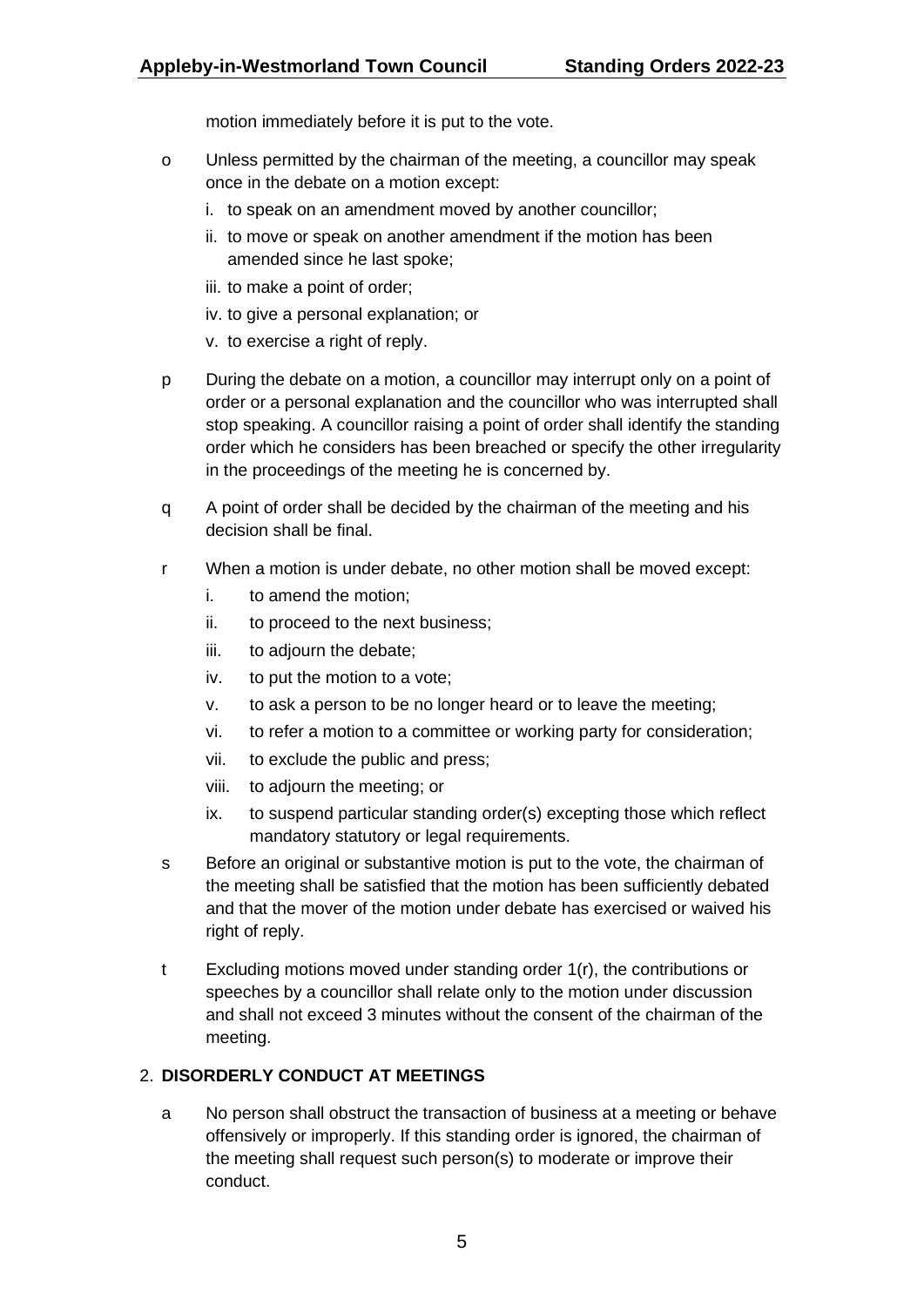motion immediately before it is put to the vote.

o Unless permitted by the chairman of the meeting, a councillor may speak once in the debate on a motion except:

   i. to speak on an amendment moved by another councillor;
   ii. to move or speak on another amendment if the motion has been amended since he last spoke;
   iii. to make a point of order;
   iv. to give a personal explanation; or
   v. to exercise a right of reply.

p During the debate on a motion, a councillor may interrupt only on a point of order or a personal explanation and the councillor who was interrupted shall stop speaking. A councillor raising a point of order shall identify the standing order which he considers has been breached or specify the other irregularity in the proceedings of the meeting he is concerned by.

q A point of order shall be decided by the chairman of the meeting and his decision shall be final.

r When a motion is under debate, no other motion shall be moved except:

   i. to amend the motion;
   ii. to proceed to the next business;
   iii. to adjourn the debate;
   iv. to put the motion to a vote;
   v. to ask a person to be no longer heard or to leave the meeting;
   vi. to refer a motion to a committee or working party for consideration;
   vii. to exclude the public and press;
   viii. to adjourn the meeting; or
   ix. to suspend particular standing order(s) excepting those which reflect mandatory statutory or legal requirements.

s Before an original or substantive motion is put to the vote, the chairman of the meeting shall be satisfied that the motion has been sufficiently debated and that the mover of the motion under debate has exercised or waived his right of reply.

t Excluding motions moved under standing order 1(r), the contributions or speeches by a councillor shall relate only to the motion under discussion and shall not exceed 3 minutes without the consent of the chairman of the meeting.

## 2. DISORDERLY CONDUCT AT MEETINGS

a No person shall obstruct the transaction of business at a meeting or behave offensively or improperly. If this standing order is ignored, the chairman of the meeting shall request such person(s) to moderate or improve their conduct.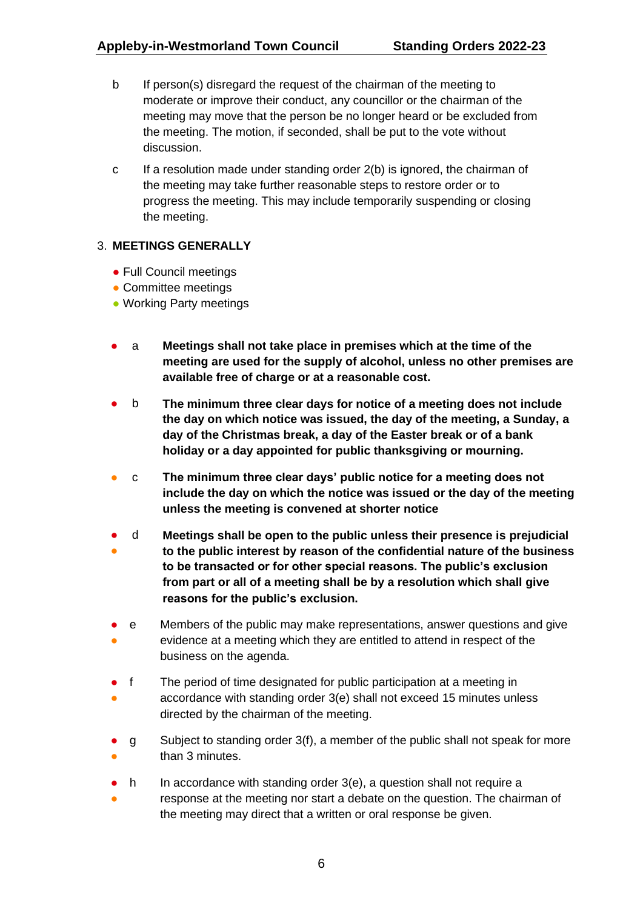b If person(s) disregard the request of the chairman of the meeting to moderate or improve their conduct, any councillor or the chairman of the meeting may move that the person be no longer heard or be excluded from the meeting. The motion, if seconded, shall be put to the vote without discussion.

c If a resolution made under standing order 2(b) is ignored, the chairman of the meeting may take further reasonable steps to restore order or to progress the meeting. This may include temporarily suspending or closing the meeting.

## 3. MEETINGS GENERALLY

- ● Full Council meetings
- ● Committee meetings
- ● Working Party meetings

● a **Meetings shall not take place in premises which at the time of the meeting are used for the supply of alcohol, unless no other premises are available free of charge or at a reasonable cost.**

● b **The minimum three clear days for notice of a meeting does not include the day on which notice was issued, the day of the meeting, a Sunday, a day of the Christmas break, a day of the Easter break or of a bank holiday or a day appointed for public thanksgiving or mourning.**

● c **The minimum three clear days' public notice for a meeting does not include the day on which the notice was issued or the day of the meeting unless the meeting is convened at shorter notice**

● ● d **Meetings shall be open to the public unless their presence is prejudicial to the public interest by reason of the confidential nature of the business to be transacted or for other special reasons. The public's exclusion from part or all of a meeting shall be by a resolution which shall give reasons for the public's exclusion.**

● ● e Members of the public may make representations, answer questions and give evidence at a meeting which they are entitled to attend in respect of the business on the agenda.

● ● f The period of time designated for public participation at a meeting in accordance with standing order 3(e) shall not exceed 15 minutes unless directed by the chairman of the meeting.

● ● g Subject to standing order 3(f), a member of the public shall not speak for more than 3 minutes.

● ● h In accordance with standing order 3(e), a question shall not require a response at the meeting nor start a debate on the question. The chairman of the meeting may direct that a written or oral response be given.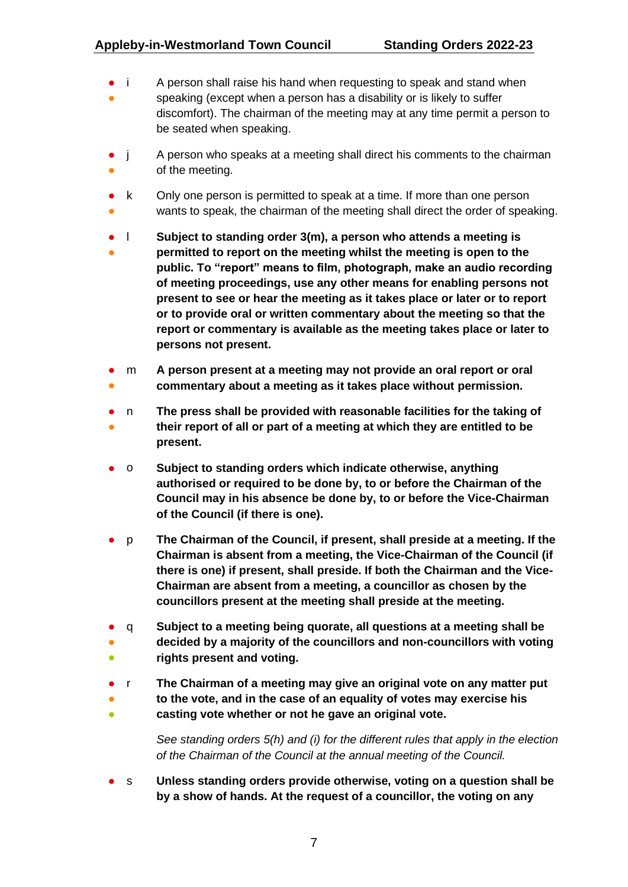i. A person shall raise his hand when requesting to speak and stand when speaking (except when a person has a disability or is likely to suffer discomfort). The chairman of the meeting may at any time permit a person to be seated when speaking.

j. A person who speaks at a meeting shall direct his comments to the chairman of the meeting.

k. Only one person is permitted to speak at a time. If more than one person wants to speak, the chairman of the meeting shall direct the order of speaking.

l. **Subject to standing order 3(m), a person who attends a meeting is permitted to report on the meeting whilst the meeting is open to the public. To "report" means to film, photograph, make an audio recording of meeting proceedings, use any other means for enabling persons not present to see or hear the meeting as it takes place or later or to report or to provide oral or written commentary about the meeting so that the report or commentary is available as the meeting takes place or later to persons not present.**

m. **A person present at a meeting may not provide an oral report or oral commentary about a meeting as it takes place without permission.**

n. **The press shall be provided with reasonable facilities for the taking of their report of all or part of a meeting at which they are entitled to be present.**

o. **Subject to standing orders which indicate otherwise, anything authorised or required to be done by, to or before the Chairman of the Council may in his absence be done by, to or before the Vice-Chairman of the Council (if there is one).**

p. **The Chairman of the Council, if present, shall preside at a meeting. If the Chairman is absent from a meeting, the Vice-Chairman of the Council (if there is one) if present, shall preside. If both the Chairman and the Vice-Chairman are absent from a meeting, a councillor as chosen by the councillors present at the meeting shall preside at the meeting.**

q. **Subject to a meeting being quorate, all questions at a meeting shall be decided by a majority of the councillors and non-councillors with voting rights present and voting.**

r. **The Chairman of a meeting may give an original vote on any matter put to the vote, and in the case of an equality of votes may exercise his casting vote whether or not he gave an original vote.**

*See standing orders 5(h) and (i) for the different rules that apply in the election of the Chairman of the Council at the annual meeting of the Council.*

s. **Unless standing orders provide otherwise, voting on a question shall be by a show of hands. At the request of a councillor, the voting on any**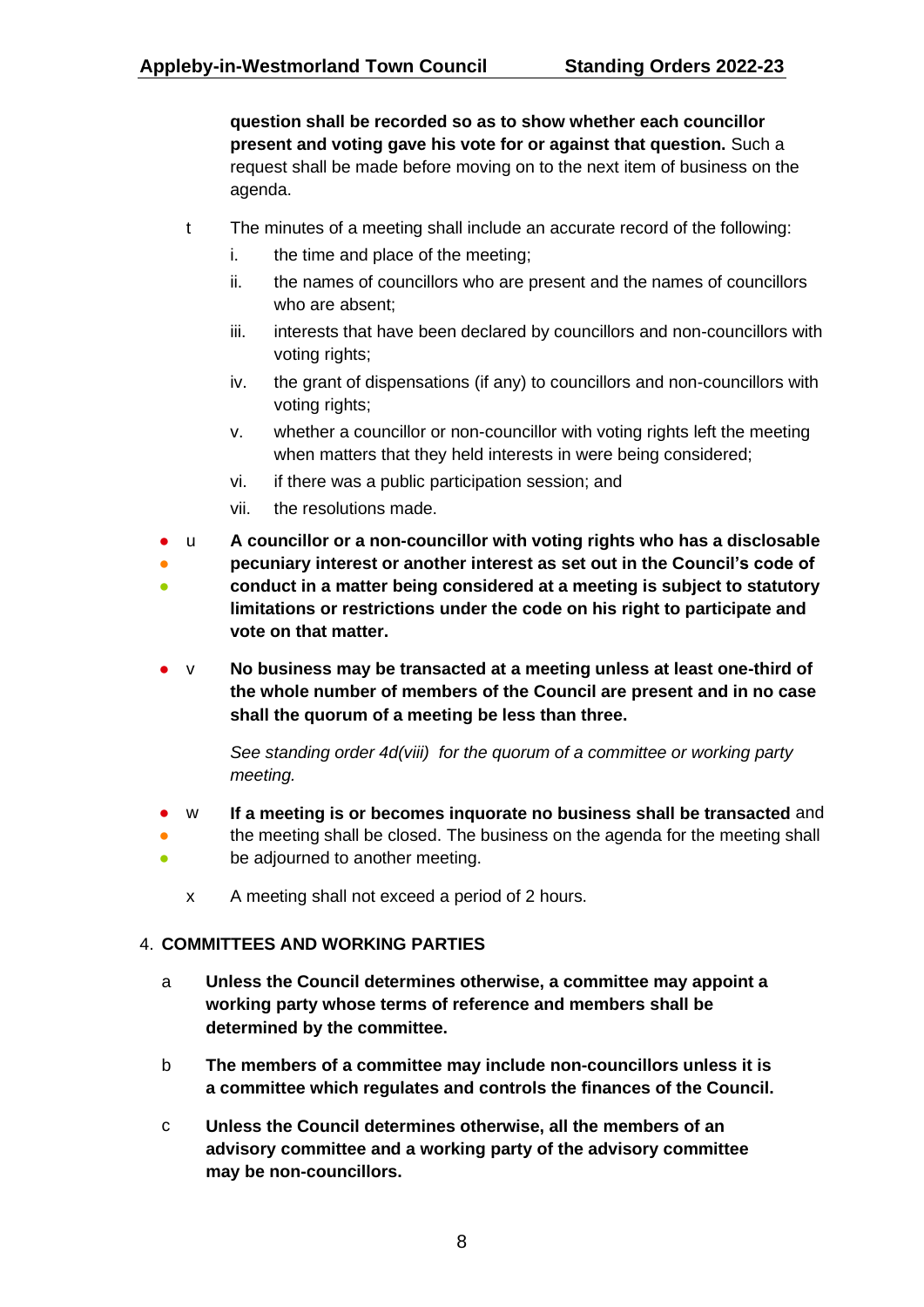**question shall be recorded so as to show whether each councillor present and voting gave his vote for or against that question.** Such a request shall be made before moving on to the next item of business on the agenda.

t The minutes of a meeting shall include an accurate record of the following:

   i. the time and place of the meeting;
   ii. the names of councillors who are present and the names of councillors who are absent;
   iii. interests that have been declared by councillors and non-councillors with voting rights;
   iv. the grant of dispensations (if any) to councillors and non-councillors with voting rights;
   v. whether a councillor or non-councillor with voting rights left the meeting when matters that they held interests in were being considered;
   vi. if there was a public participation session; and
   vii. the resolutions made.

u **A councillor or a non-councillor with voting rights who has a disclosable pecuniary interest or another interest as set out in the Council's code of conduct in a matter being considered at a meeting is subject to statutory limitations or restrictions under the code on his right to participate and vote on that matter.**

v **No business may be transacted at a meeting unless at least one-third of the whole number of members of the Council are present and in no case shall the quorum of a meeting be less than three.**

   *See standing order 4d(viii) for the quorum of a committee or working party meeting.*

w **If a meeting is or becomes inquorate no business shall be transacted** and the meeting shall be closed. The business on the agenda for the meeting shall be adjourned to another meeting.

x A meeting shall not exceed a period of 2 hours.

## 4. COMMITTEES AND WORKING PARTIES

a **Unless the Council determines otherwise, a committee may appoint a working party whose terms of reference and members shall be determined by the committee.**

b **The members of a committee may include non-councillors unless it is a committee which regulates and controls the finances of the Council.**

c **Unless the Council determines otherwise, all the members of an advisory committee and a working party of the advisory committee may be non-councillors.**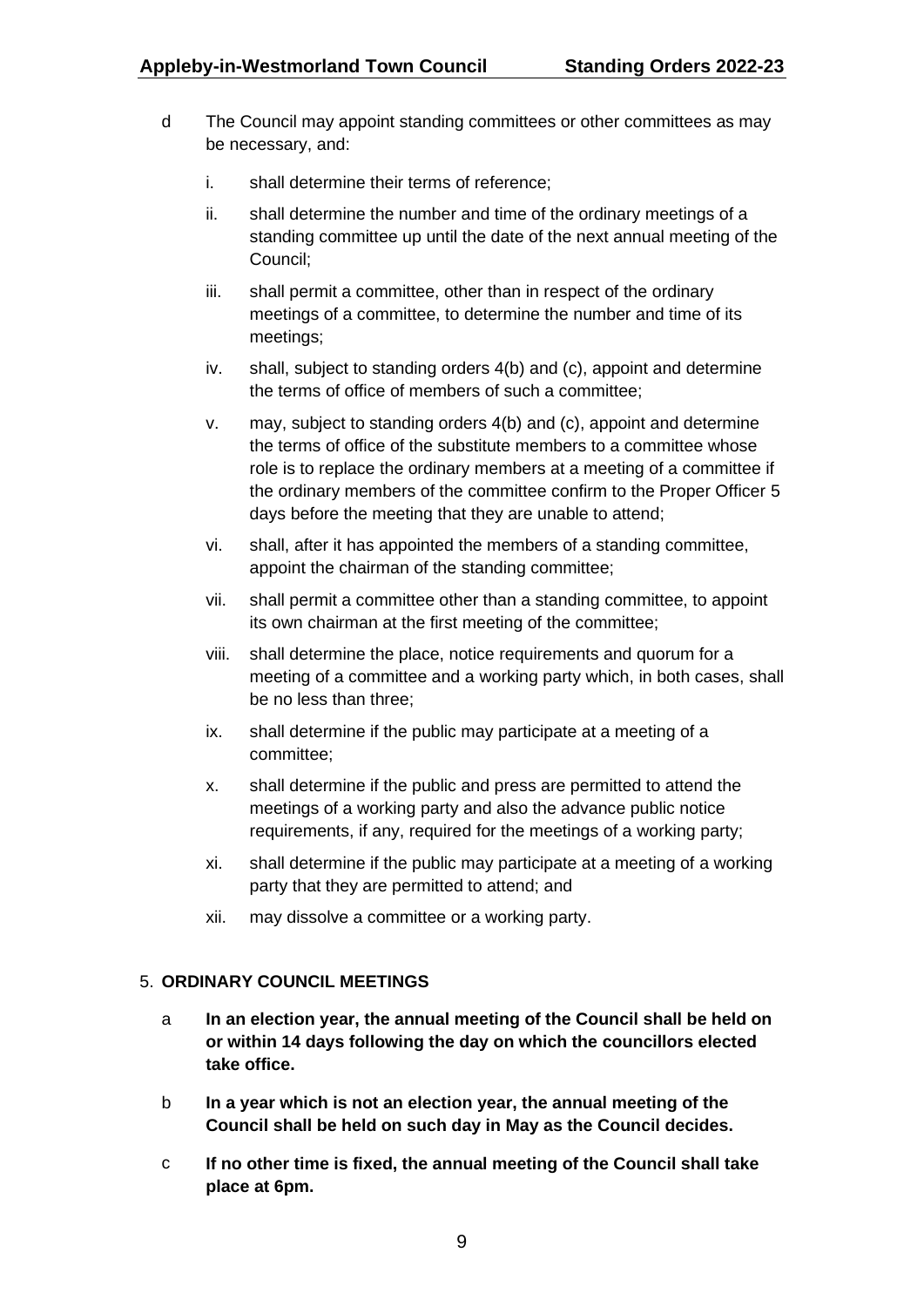d The Council may appoint standing committees or other committees as may be necessary, and:

   i. shall determine their terms of reference;

   ii. shall determine the number and time of the ordinary meetings of a standing committee up until the date of the next annual meeting of the Council;

   iii. shall permit a committee, other than in respect of the ordinary meetings of a committee, to determine the number and time of its meetings;

   iv. shall, subject to standing orders 4(b) and (c), appoint and determine the terms of office of members of such a committee;

   v. may, subject to standing orders 4(b) and (c), appoint and determine the terms of office of the substitute members to a committee whose role is to replace the ordinary members at a meeting of a committee if the ordinary members of the committee confirm to the Proper Officer 5 days before the meeting that they are unable to attend;

   vi. shall, after it has appointed the members of a standing committee, appoint the chairman of the standing committee;

   vii. shall permit a committee other than a standing committee, to appoint its own chairman at the first meeting of the committee;

   viii. shall determine the place, notice requirements and quorum for a meeting of a committee and a working party which, in both cases, shall be no less than three;

   ix. shall determine if the public may participate at a meeting of a committee;

   x. shall determine if the public and press are permitted to attend the meetings of a working party and also the advance public notice requirements, if any, required for the meetings of a working party;

   xi. shall determine if the public may participate at a meeting of a working party that they are permitted to attend; and

   xii. may dissolve a committee or a working party.

## 5. ORDINARY COUNCIL MEETINGS

a **In an election year, the annual meeting of the Council shall be held on or within 14 days following the day on which the councillors elected take office.**

b **In a year which is not an election year, the annual meeting of the Council shall be held on such day in May as the Council decides.**

c **If no other time is fixed, the annual meeting of the Council shall take place at 6pm.**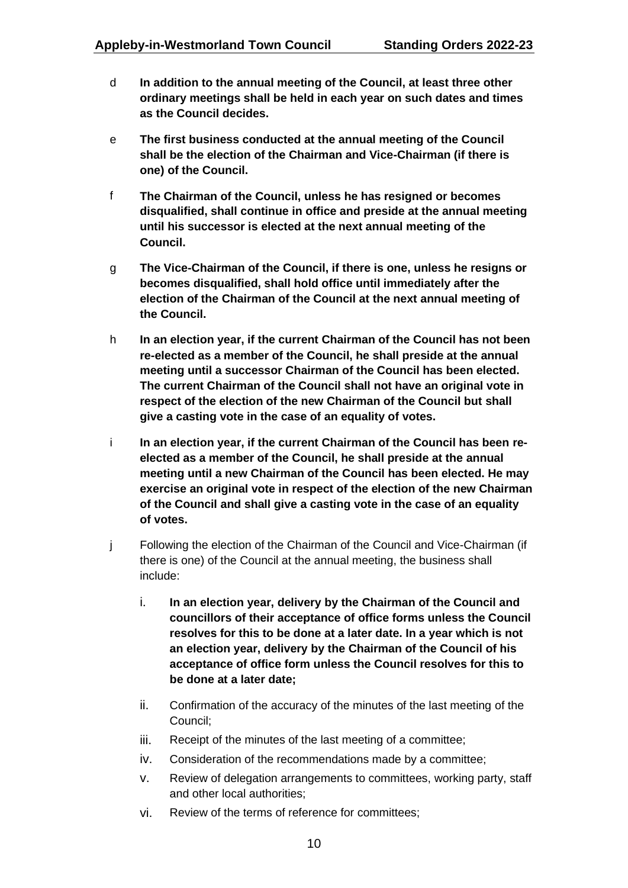d **In addition to the annual meeting of the Council, at least three other ordinary meetings shall be held in each year on such dates and times as the Council decides.**

e **The first business conducted at the annual meeting of the Council shall be the election of the Chairman and Vice-Chairman (if there is one) of the Council.**

f **The Chairman of the Council, unless he has resigned or becomes disqualified, shall continue in office and preside at the annual meeting until his successor is elected at the next annual meeting of the Council.**

g **The Vice-Chairman of the Council, if there is one, unless he resigns or becomes disqualified, shall hold office until immediately after the election of the Chairman of the Council at the next annual meeting of the Council.**

h **In an election year, if the current Chairman of the Council has not been re-elected as a member of the Council, he shall preside at the annual meeting until a successor Chairman of the Council has been elected. The current Chairman of the Council shall not have an original vote in respect of the election of the new Chairman of the Council but shall give a casting vote in the case of an equality of votes.**

i **In an election year, if the current Chairman of the Council has been re-elected as a member of the Council, he shall preside at the annual meeting until a new Chairman of the Council has been elected. He may exercise an original vote in respect of the election of the new Chairman of the Council and shall give a casting vote in the case of an equality of votes.**

j Following the election of the Chairman of the Council and Vice-Chairman (if there is one) of the Council at the annual meeting, the business shall include:

i. **In an election year, delivery by the Chairman of the Council and councillors of their acceptance of office forms unless the Council resolves for this to be done at a later date. In a year which is not an election year, delivery by the Chairman of the Council of his acceptance of office form unless the Council resolves for this to be done at a later date;**

ii. Confirmation of the accuracy of the minutes of the last meeting of the Council;

iii. Receipt of the minutes of the last meeting of a committee;

iv. Consideration of the recommendations made by a committee;

v. Review of delegation arrangements to committees, working party, staff and other local authorities;

vi. Review of the terms of reference for committees;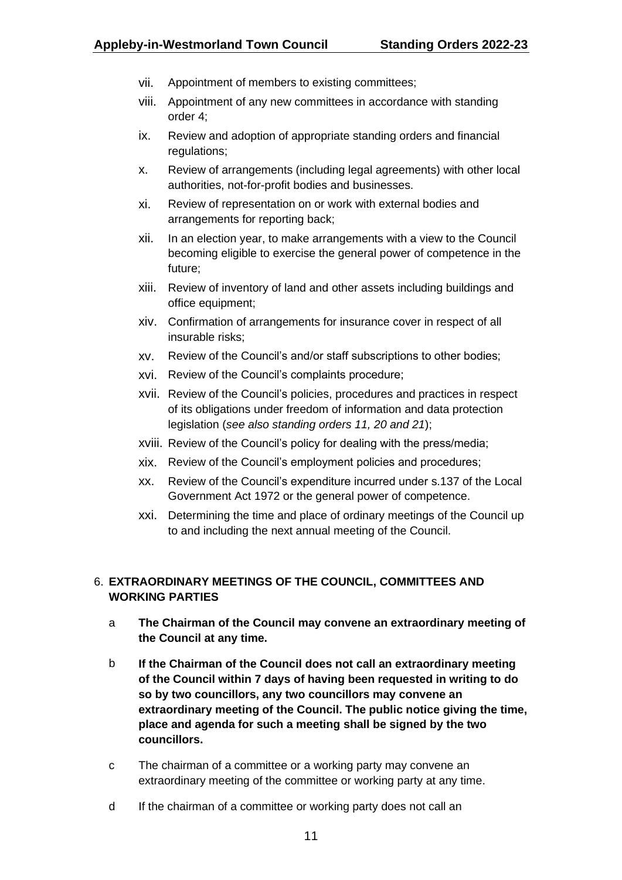vii. Appointment of members to existing committees;

viii. Appointment of any new committees in accordance with standing order 4;

ix. Review and adoption of appropriate standing orders and financial regulations;

x. Review of arrangements (including legal agreements) with other local authorities, not-for-profit bodies and businesses.

xi. Review of representation on or work with external bodies and arrangements for reporting back;

xii. In an election year, to make arrangements with a view to the Council becoming eligible to exercise the general power of competence in the future;

xiii. Review of inventory of land and other assets including buildings and office equipment;

xiv. Confirmation of arrangements for insurance cover in respect of all insurable risks;

xv. Review of the Council's and/or staff subscriptions to other bodies;

xvi. Review of the Council's complaints procedure;

xvii. Review of the Council's policies, procedures and practices in respect of its obligations under freedom of information and data protection legislation (*see also standing orders 11, 20 and 21*);

xviii. Review of the Council's policy for dealing with the press/media;

xix. Review of the Council's employment policies and procedures;

xx. Review of the Council's expenditure incurred under s.137 of the Local Government Act 1972 or the general power of competence.

xxi. Determining the time and place of ordinary meetings of the Council up to and including the next annual meeting of the Council.

## 6. EXTRAORDINARY MEETINGS OF THE COUNCIL, COMMITTEES AND WORKING PARTIES

a **The Chairman of the Council may convene an extraordinary meeting of the Council at any time.**

b **If the Chairman of the Council does not call an extraordinary meeting of the Council within 7 days of having been requested in writing to do so by two councillors, any two councillors may convene an extraordinary meeting of the Council. The public notice giving the time, place and agenda for such a meeting shall be signed by the two councillors.**

c The chairman of a committee or a working party may convene an extraordinary meeting of the committee or working party at any time.

d If the chairman of a committee or working party does not call an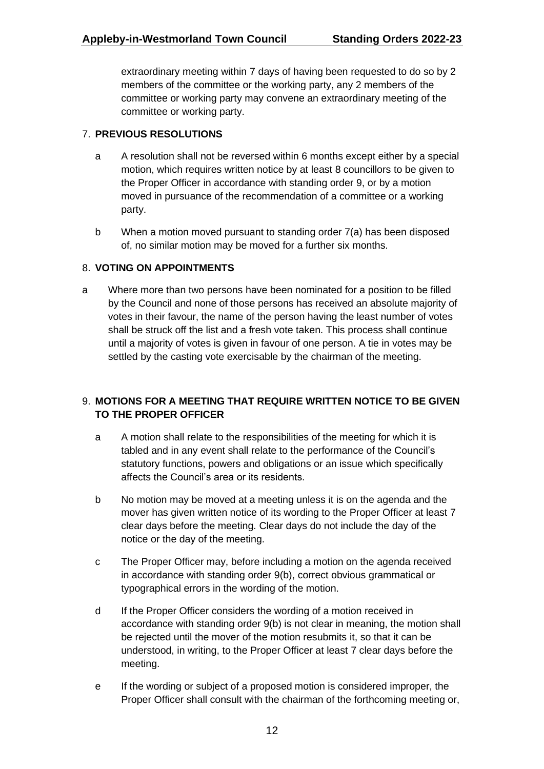extraordinary meeting within 7 days of having been requested to do so by 2 members of the committee or the working party, any 2 members of the committee or working party may convene an extraordinary meeting of the committee or working party.

## 7. PREVIOUS RESOLUTIONS

a  A resolution shall not be reversed within 6 months except either by a special motion, which requires written notice by at least 8 councillors to be given to the Proper Officer in accordance with standing order 9, or by a motion moved in pursuance of the recommendation of a committee or a working party.

b  When a motion moved pursuant to standing order 7(a) has been disposed of, no similar motion may be moved for a further six months.

## 8. VOTING ON APPOINTMENTS

a  Where more than two persons have been nominated for a position to be filled by the Council and none of those persons has received an absolute majority of votes in their favour, the name of the person having the least number of votes shall be struck off the list and a fresh vote taken. This process shall continue until a majority of votes is given in favour of one person. A tie in votes may be settled by the casting vote exercisable by the chairman of the meeting.

## 9. MOTIONS FOR A MEETING THAT REQUIRE WRITTEN NOTICE TO BE GIVEN TO THE PROPER OFFICER

a  A motion shall relate to the responsibilities of the meeting for which it is tabled and in any event shall relate to the performance of the Council's statutory functions, powers and obligations or an issue which specifically affects the Council's area or its residents.

b  No motion may be moved at a meeting unless it is on the agenda and the mover has given written notice of its wording to the Proper Officer at least 7 clear days before the meeting. Clear days do not include the day of the notice or the day of the meeting.

c  The Proper Officer may, before including a motion on the agenda received in accordance with standing order 9(b), correct obvious grammatical or typographical errors in the wording of the motion.

d  If the Proper Officer considers the wording of a motion received in accordance with standing order 9(b) is not clear in meaning, the motion shall be rejected until the mover of the motion resubmits it, so that it can be understood, in writing, to the Proper Officer at least 7 clear days before the meeting.

e  If the wording or subject of a proposed motion is considered improper, the Proper Officer shall consult with the chairman of the forthcoming meeting or,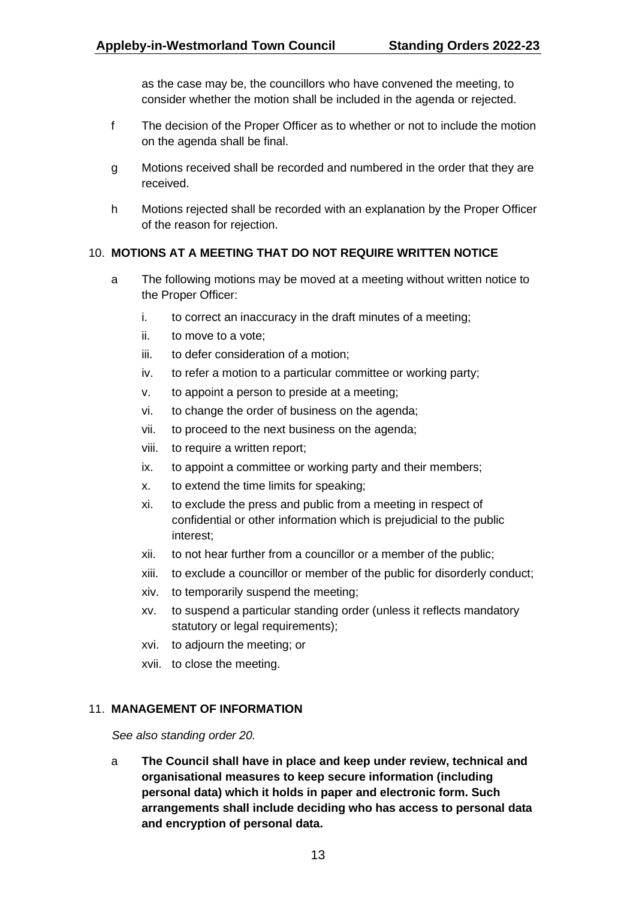as the case may be, the councillors who have convened the meeting, to consider whether the motion shall be included in the agenda or rejected.

f The decision of the Proper Officer as to whether or not to include the motion on the agenda shall be final.

g Motions received shall be recorded and numbered in the order that they are received.

h Motions rejected shall be recorded with an explanation by the Proper Officer of the reason for rejection.

## 10. MOTIONS AT A MEETING THAT DO NOT REQUIRE WRITTEN NOTICE

a The following motions may be moved at a meeting without written notice to the Proper Officer:

- i. to correct an inaccuracy in the draft minutes of a meeting;
- ii. to move to a vote;
- iii. to defer consideration of a motion;
- iv. to refer a motion to a particular committee or working party;
- v. to appoint a person to preside at a meeting;
- vi. to change the order of business on the agenda;
- vii. to proceed to the next business on the agenda;
- viii. to require a written report;
- ix. to appoint a committee or working party and their members;
- x. to extend the time limits for speaking;
- xi. to exclude the press and public from a meeting in respect of confidential or other information which is prejudicial to the public interest;
- xii. to not hear further from a councillor or a member of the public;
- xiii. to exclude a councillor or member of the public for disorderly conduct;
- xiv. to temporarily suspend the meeting;
- xv. to suspend a particular standing order (unless it reflects mandatory statutory or legal requirements);
- xvi. to adjourn the meeting; or
- xvii. to close the meeting.

## 11. MANAGEMENT OF INFORMATION

*See also standing order 20.*

a **The Council shall have in place and keep under review, technical and organisational measures to keep secure information (including personal data) which it holds in paper and electronic form. Such arrangements shall include deciding who has access to personal data and encryption of personal data.**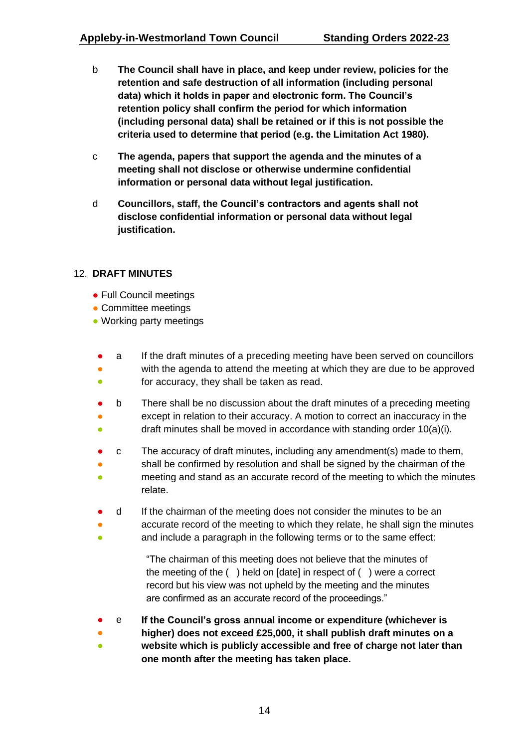b **The Council shall have in place, and keep under review, policies for the retention and safe destruction of all information (including personal data) which it holds in paper and electronic form. The Council's retention policy shall confirm the period for which information (including personal data) shall be retained or if this is not possible the criteria used to determine that period (e.g. the Limitation Act 1980).**

c **The agenda, papers that support the agenda and the minutes of a meeting shall not disclose or otherwise undermine confidential information or personal data without legal justification.**

d **Councillors, staff, the Council's contractors and agents shall not disclose confidential information or personal data without legal justification.**

## 12. DRAFT MINUTES

- ● Full Council meetings
- ● Committee meetings
- ● Working party meetings

● ● ● a If the draft minutes of a preceding meeting have been served on councillors with the agenda to attend the meeting at which they are due to be approved for accuracy, they shall be taken as read.

● ● ● b There shall be no discussion about the draft minutes of a preceding meeting except in relation to their accuracy. A motion to correct an inaccuracy in the draft minutes shall be moved in accordance with standing order 10(a)(i).

● ● ● c The accuracy of draft minutes, including any amendment(s) made to them, shall be confirmed by resolution and shall be signed by the chairman of the meeting and stand as an accurate record of the meeting to which the minutes relate.

● ● ● d If the chairman of the meeting does not consider the minutes to be an accurate record of the meeting to which they relate, he shall sign the minutes and include a paragraph in the following terms or to the same effect:

> "The chairman of this meeting does not believe that the minutes of the meeting of the ( ) held on [date] in respect of ( ) were a correct record but his view was not upheld by the meeting and the minutes are confirmed as an accurate record of the proceedings."

● ● ● e **If the Council's gross annual income or expenditure (whichever is higher) does not exceed £25,000, it shall publish draft minutes on a website which is publicly accessible and free of charge not later than one month after the meeting has taken place.**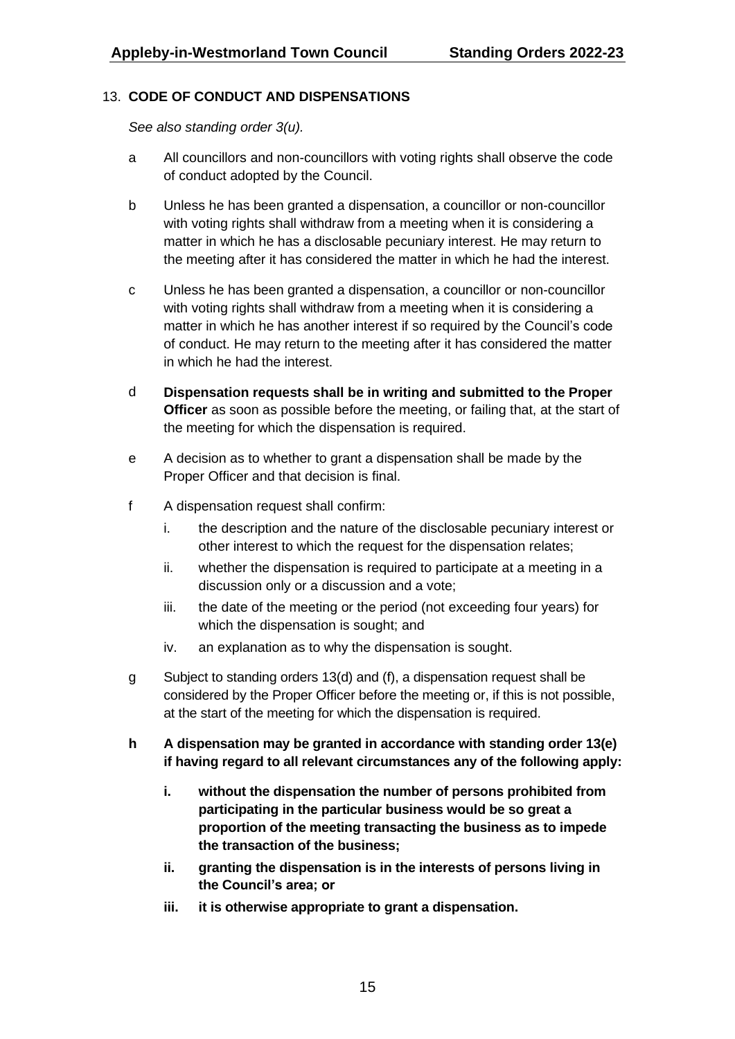## 13. **CODE OF CONDUCT AND DISPENSATIONS**

*See also standing order 3(u).*

a All councillors and non-councillors with voting rights shall observe the code of conduct adopted by the Council.

b Unless he has been granted a dispensation, a councillor or non-councillor with voting rights shall withdraw from a meeting when it is considering a matter in which he has a disclosable pecuniary interest. He may return to the meeting after it has considered the matter in which he had the interest.

c Unless he has been granted a dispensation, a councillor or non-councillor with voting rights shall withdraw from a meeting when it is considering a matter in which he has another interest if so required by the Council's code of conduct. He may return to the meeting after it has considered the matter in which he had the interest.

d **Dispensation requests shall be in writing and submitted to the Proper Officer** as soon as possible before the meeting, or failing that, at the start of the meeting for which the dispensation is required.

e A decision as to whether to grant a dispensation shall be made by the Proper Officer and that decision is final.

f A dispensation request shall confirm:

i. the description and the nature of the disclosable pecuniary interest or other interest to which the request for the dispensation relates;

ii. whether the dispensation is required to participate at a meeting in a discussion only or a discussion and a vote;

iii. the date of the meeting or the period (not exceeding four years) for which the dispensation is sought; and

iv. an explanation as to why the dispensation is sought.

g Subject to standing orders 13(d) and (f), a dispensation request shall be considered by the Proper Officer before the meeting or, if this is not possible, at the start of the meeting for which the dispensation is required.

**h A dispensation may be granted in accordance with standing order 13(e) if having regard to all relevant circumstances any of the following apply:**

**i. without the dispensation the number of persons prohibited from participating in the particular business would be so great a proportion of the meeting transacting the business as to impede the transaction of the business;**

**ii. granting the dispensation is in the interests of persons living in the Council's area; or**

**iii. it is otherwise appropriate to grant a dispensation.**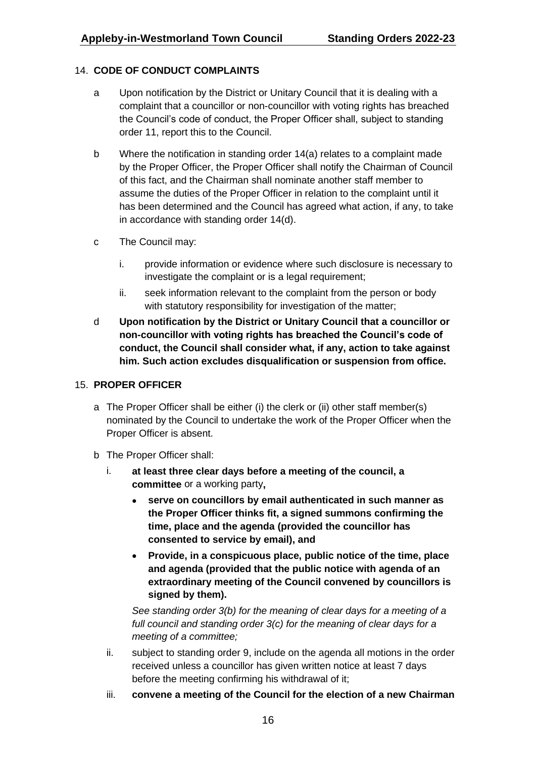## 14. CODE OF CONDUCT COMPLAINTS

a. Upon notification by the District or Unitary Council that it is dealing with a complaint that a councillor or non-councillor with voting rights has breached the Council's code of conduct, the Proper Officer shall, subject to standing order 11, report this to the Council.

b. Where the notification in standing order 14(a) relates to a complaint made by the Proper Officer, the Proper Officer shall notify the Chairman of Council of this fact, and the Chairman shall nominate another staff member to assume the duties of the Proper Officer in relation to the complaint until it has been determined and the Council has agreed what action, if any, to take in accordance with standing order 14(d).

c. The Council may:

   i. provide information or evidence where such disclosure is necessary to investigate the complaint or is a legal requirement;

   ii. seek information relevant to the complaint from the person or body with statutory responsibility for investigation of the matter;

d. **Upon notification by the District or Unitary Council that a councillor or non-councillor with voting rights has breached the Council's code of conduct, the Council shall consider what, if any, action to take against him. Such action excludes disqualification or suspension from office.**

## 15. PROPER OFFICER

a. The Proper Officer shall be either (i) the clerk or (ii) other staff member(s) nominated by the Council to undertake the work of the Proper Officer when the Proper Officer is absent.

b. The Proper Officer shall:

   i. **at least three clear days before a meeting of the council, a committee** or a working party**,**

      - **serve on councillors by email authenticated in such manner as the Proper Officer thinks fit, a signed summons confirming the time, place and the agenda (provided the councillor has consented to service by email), and**
      - **Provide, in a conspicuous place, public notice of the time, place and agenda (provided that the public notice with agenda of an extraordinary meeting of the Council convened by councillors is signed by them).**

      *See standing order 3(b) for the meaning of clear days for a meeting of a full council and standing order 3(c) for the meaning of clear days for a meeting of a committee;*

   ii. subject to standing order 9, include on the agenda all motions in the order received unless a councillor has given written notice at least 7 days before the meeting confirming his withdrawal of it;

   iii. **convene a meeting of the Council for the election of a new Chairman**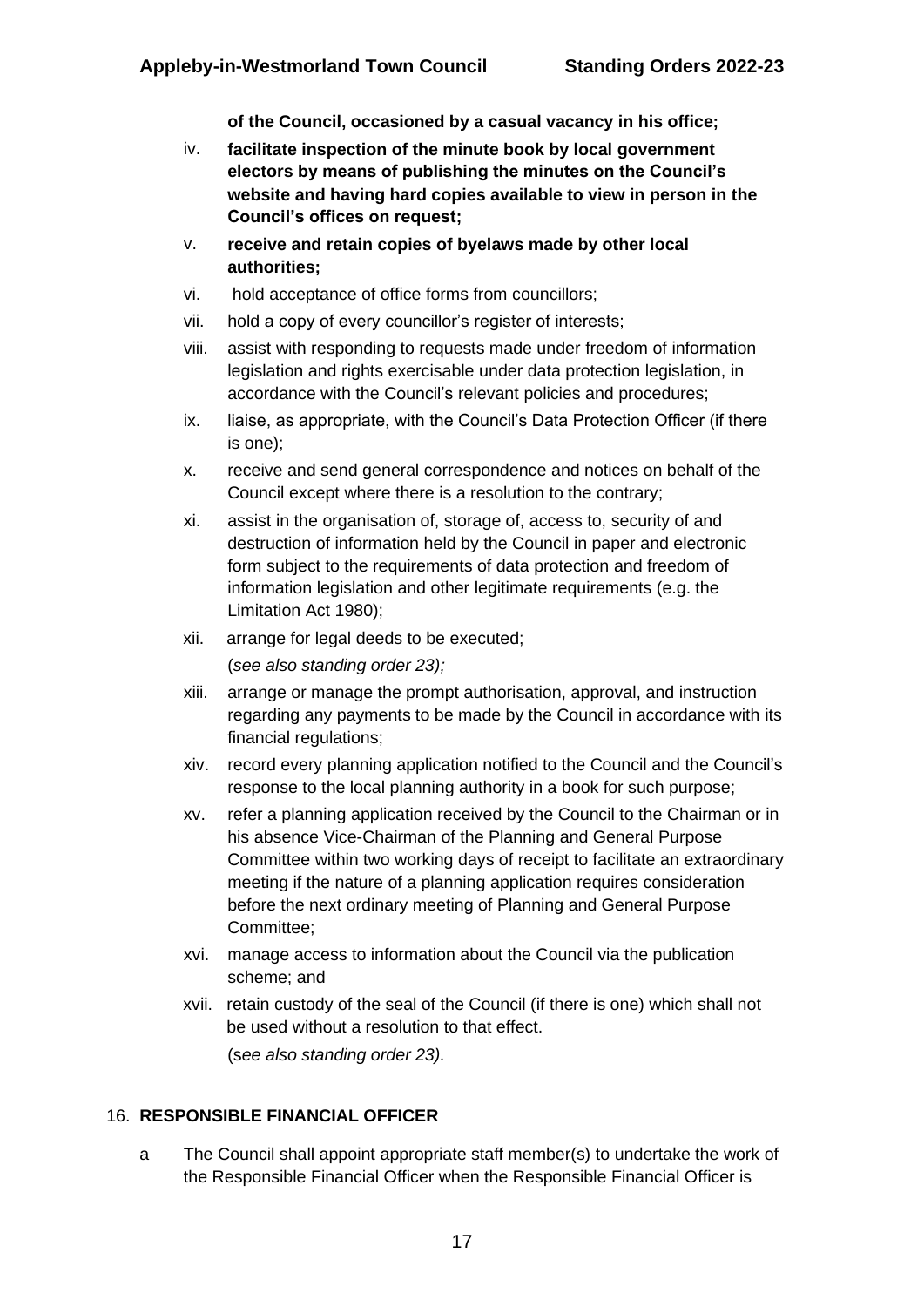**of the Council, occasioned by a casual vacancy in his office;**

iv. **facilitate inspection of the minute book by local government electors by means of publishing the minutes on the Council's website and having hard copies available to view in person in the Council's offices on request;**

v. **receive and retain copies of byelaws made by other local authorities;**

vi. hold acceptance of office forms from councillors;

vii. hold a copy of every councillor's register of interests;

viii. assist with responding to requests made under freedom of information legislation and rights exercisable under data protection legislation, in accordance with the Council's relevant policies and procedures;

ix. liaise, as appropriate, with the Council's Data Protection Officer (if there is one);

x. receive and send general correspondence and notices on behalf of the Council except where there is a resolution to the contrary;

xi. assist in the organisation of, storage of, access to, security of and destruction of information held by the Council in paper and electronic form subject to the requirements of data protection and freedom of information legislation and other legitimate requirements (e.g. the Limitation Act 1980);

xii. arrange for legal deeds to be executed;

(*see also standing order 23);*

xiii. arrange or manage the prompt authorisation, approval, and instruction regarding any payments to be made by the Council in accordance with its financial regulations;

xiv. record every planning application notified to the Council and the Council's response to the local planning authority in a book for such purpose;

xv. refer a planning application received by the Council to the Chairman or in his absence Vice-Chairman of the Planning and General Purpose Committee within two working days of receipt to facilitate an extraordinary meeting if the nature of a planning application requires consideration before the next ordinary meeting of Planning and General Purpose Committee;

xvi. manage access to information about the Council via the publication scheme; and

xvii. retain custody of the seal of the Council (if there is one) which shall not be used without a resolution to that effect.

(s*ee also standing order 23).*

## 16. **RESPONSIBLE FINANCIAL OFFICER**

a The Council shall appoint appropriate staff member(s) to undertake the work of the Responsible Financial Officer when the Responsible Financial Officer is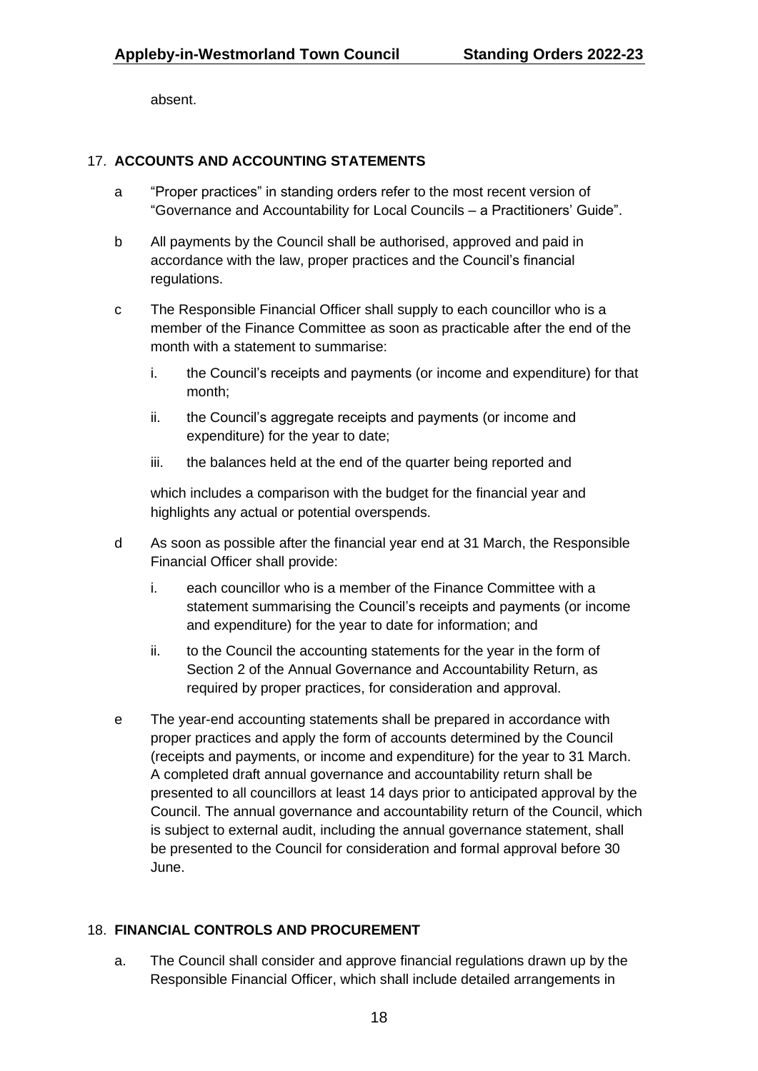absent.

## 17. ACCOUNTS AND ACCOUNTING STATEMENTS

a "Proper practices" in standing orders refer to the most recent version of "Governance and Accountability for Local Councils – a Practitioners' Guide".

b All payments by the Council shall be authorised, approved and paid in accordance with the law, proper practices and the Council's financial regulations.

c The Responsible Financial Officer shall supply to each councillor who is a member of the Finance Committee as soon as practicable after the end of the month with a statement to summarise:

   i. the Council's receipts and payments (or income and expenditure) for that month;

   ii. the Council's aggregate receipts and payments (or income and expenditure) for the year to date;

   iii. the balances held at the end of the quarter being reported and

   which includes a comparison with the budget for the financial year and highlights any actual or potential overspends.

d As soon as possible after the financial year end at 31 March, the Responsible Financial Officer shall provide:

   i. each councillor who is a member of the Finance Committee with a statement summarising the Council's receipts and payments (or income and expenditure) for the year to date for information; and

   ii. to the Council the accounting statements for the year in the form of Section 2 of the Annual Governance and Accountability Return, as required by proper practices, for consideration and approval.

e The year-end accounting statements shall be prepared in accordance with proper practices and apply the form of accounts determined by the Council (receipts and payments, or income and expenditure) for the year to 31 March. A completed draft annual governance and accountability return shall be presented to all councillors at least 14 days prior to anticipated approval by the Council. The annual governance and accountability return of the Council, which is subject to external audit, including the annual governance statement, shall be presented to the Council for consideration and formal approval before 30 June.

## 18. FINANCIAL CONTROLS AND PROCUREMENT

a. The Council shall consider and approve financial regulations drawn up by the Responsible Financial Officer, which shall include detailed arrangements in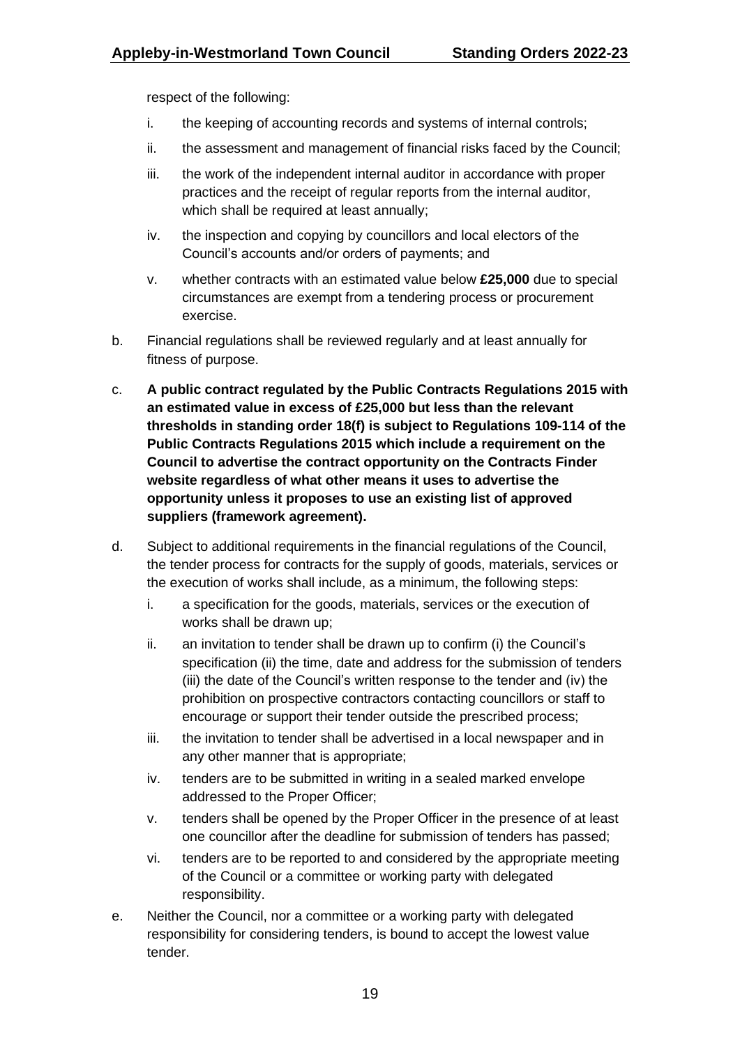respect of the following:

i. the keeping of accounting records and systems of internal controls;

ii. the assessment and management of financial risks faced by the Council;

iii. the work of the independent internal auditor in accordance with proper practices and the receipt of regular reports from the internal auditor, which shall be required at least annually;

iv. the inspection and copying by councillors and local electors of the Council's accounts and/or orders of payments; and

v. whether contracts with an estimated value below **£25,000** due to special circumstances are exempt from a tendering process or procurement exercise.

b. Financial regulations shall be reviewed regularly and at least annually for fitness of purpose.

c. **A public contract regulated by the Public Contracts Regulations 2015 with an estimated value in excess of £25,000 but less than the relevant thresholds in standing order 18(f) is subject to Regulations 109-114 of the Public Contracts Regulations 2015 which include a requirement on the Council to advertise the contract opportunity on the Contracts Finder website regardless of what other means it uses to advertise the opportunity unless it proposes to use an existing list of approved suppliers (framework agreement).**

d. Subject to additional requirements in the financial regulations of the Council, the tender process for contracts for the supply of goods, materials, services or the execution of works shall include, as a minimum, the following steps:

i. a specification for the goods, materials, services or the execution of works shall be drawn up;

ii. an invitation to tender shall be drawn up to confirm (i) the Council's specification (ii) the time, date and address for the submission of tenders (iii) the date of the Council's written response to the tender and (iv) the prohibition on prospective contractors contacting councillors or staff to encourage or support their tender outside the prescribed process;

iii. the invitation to tender shall be advertised in a local newspaper and in any other manner that is appropriate;

iv. tenders are to be submitted in writing in a sealed marked envelope addressed to the Proper Officer;

v. tenders shall be opened by the Proper Officer in the presence of at least one councillor after the deadline for submission of tenders has passed;

vi. tenders are to be reported to and considered by the appropriate meeting of the Council or a committee or working party with delegated responsibility.

e. Neither the Council, nor a committee or a working party with delegated responsibility for considering tenders, is bound to accept the lowest value tender.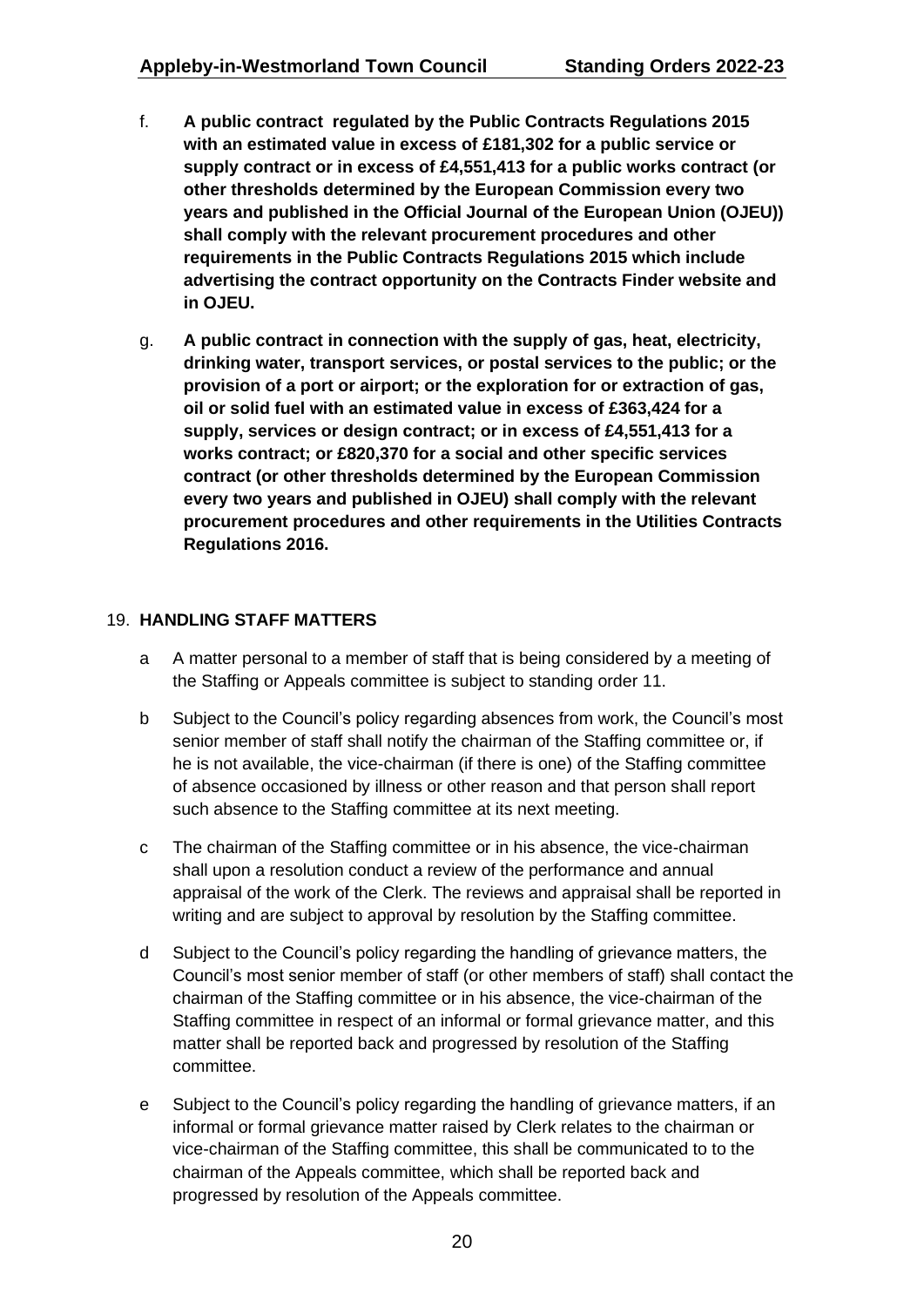f. **A public contract regulated by the Public Contracts Regulations 2015 with an estimated value in excess of £181,302 for a public service or supply contract or in excess of £4,551,413 for a public works contract (or other thresholds determined by the European Commission every two years and published in the Official Journal of the European Union (OJEU)) shall comply with the relevant procurement procedures and other requirements in the Public Contracts Regulations 2015 which include advertising the contract opportunity on the Contracts Finder website and in OJEU.**

g. **A public contract in connection with the supply of gas, heat, electricity, drinking water, transport services, or postal services to the public; or the provision of a port or airport; or the exploration for or extraction of gas, oil or solid fuel with an estimated value in excess of £363,424 for a supply, services or design contract; or in excess of £4,551,413 for a works contract; or £820,370 for a social and other specific services contract (or other thresholds determined by the European Commission every two years and published in OJEU) shall comply with the relevant procurement procedures and other requirements in the Utilities Contracts Regulations 2016.**

## 19. HANDLING STAFF MATTERS

a A matter personal to a member of staff that is being considered by a meeting of the Staffing or Appeals committee is subject to standing order 11.

b Subject to the Council's policy regarding absences from work, the Council's most senior member of staff shall notify the chairman of the Staffing committee or, if he is not available, the vice-chairman (if there is one) of the Staffing committee of absence occasioned by illness or other reason and that person shall report such absence to the Staffing committee at its next meeting.

c The chairman of the Staffing committee or in his absence, the vice-chairman shall upon a resolution conduct a review of the performance and annual appraisal of the work of the Clerk. The reviews and appraisal shall be reported in writing and are subject to approval by resolution by the Staffing committee.

d Subject to the Council's policy regarding the handling of grievance matters, the Council's most senior member of staff (or other members of staff) shall contact the chairman of the Staffing committee or in his absence, the vice-chairman of the Staffing committee in respect of an informal or formal grievance matter, and this matter shall be reported back and progressed by resolution of the Staffing committee.

e Subject to the Council's policy regarding the handling of grievance matters, if an informal or formal grievance matter raised by Clerk relates to the chairman or vice-chairman of the Staffing committee, this shall be communicated to to the chairman of the Appeals committee, which shall be reported back and progressed by resolution of the Appeals committee.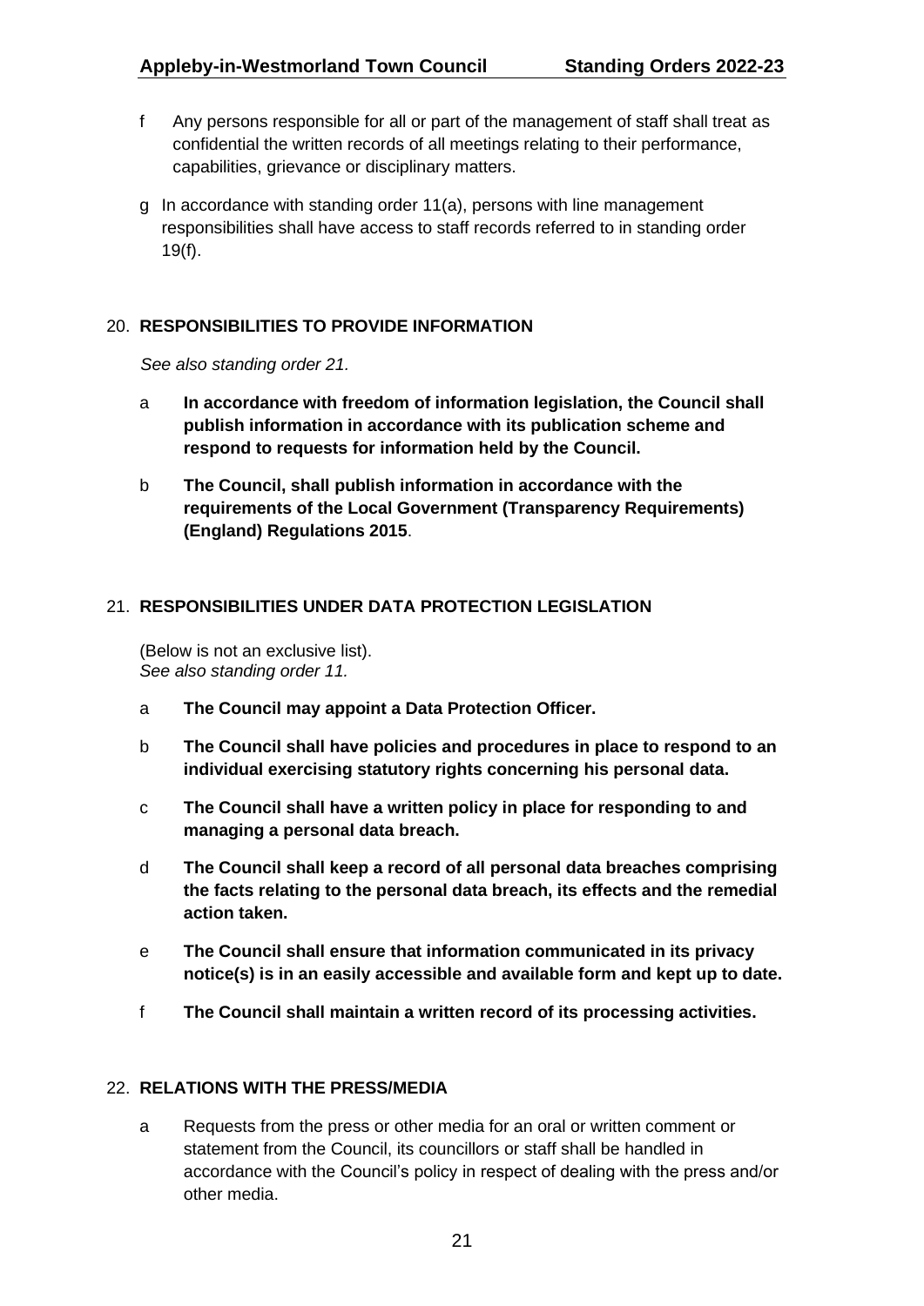f Any persons responsible for all or part of the management of staff shall treat as confidential the written records of all meetings relating to their performance, capabilities, grievance or disciplinary matters.

g In accordance with standing order 11(a), persons with line management responsibilities shall have access to staff records referred to in standing order 19(f).

## 20. RESPONSIBILITIES TO PROVIDE INFORMATION

*See also standing order 21.*

a **In accordance with freedom of information legislation, the Council shall publish information in accordance with its publication scheme and respond to requests for information held by the Council.**

b **The Council, shall publish information in accordance with the requirements of the Local Government (Transparency Requirements) (England) Regulations 2015**.

## 21. RESPONSIBILITIES UNDER DATA PROTECTION LEGISLATION

(Below is not an exclusive list).
*See also standing order 11.*

a **The Council may appoint a Data Protection Officer.**

b **The Council shall have policies and procedures in place to respond to an individual exercising statutory rights concerning his personal data.**

c **The Council shall have a written policy in place for responding to and managing a personal data breach.**

d **The Council shall keep a record of all personal data breaches comprising the facts relating to the personal data breach, its effects and the remedial action taken.**

e **The Council shall ensure that information communicated in its privacy notice(s) is in an easily accessible and available form and kept up to date.**

f **The Council shall maintain a written record of its processing activities.**

## 22. RELATIONS WITH THE PRESS/MEDIA

a Requests from the press or other media for an oral or written comment or statement from the Council, its councillors or staff shall be handled in accordance with the Council's policy in respect of dealing with the press and/or other media.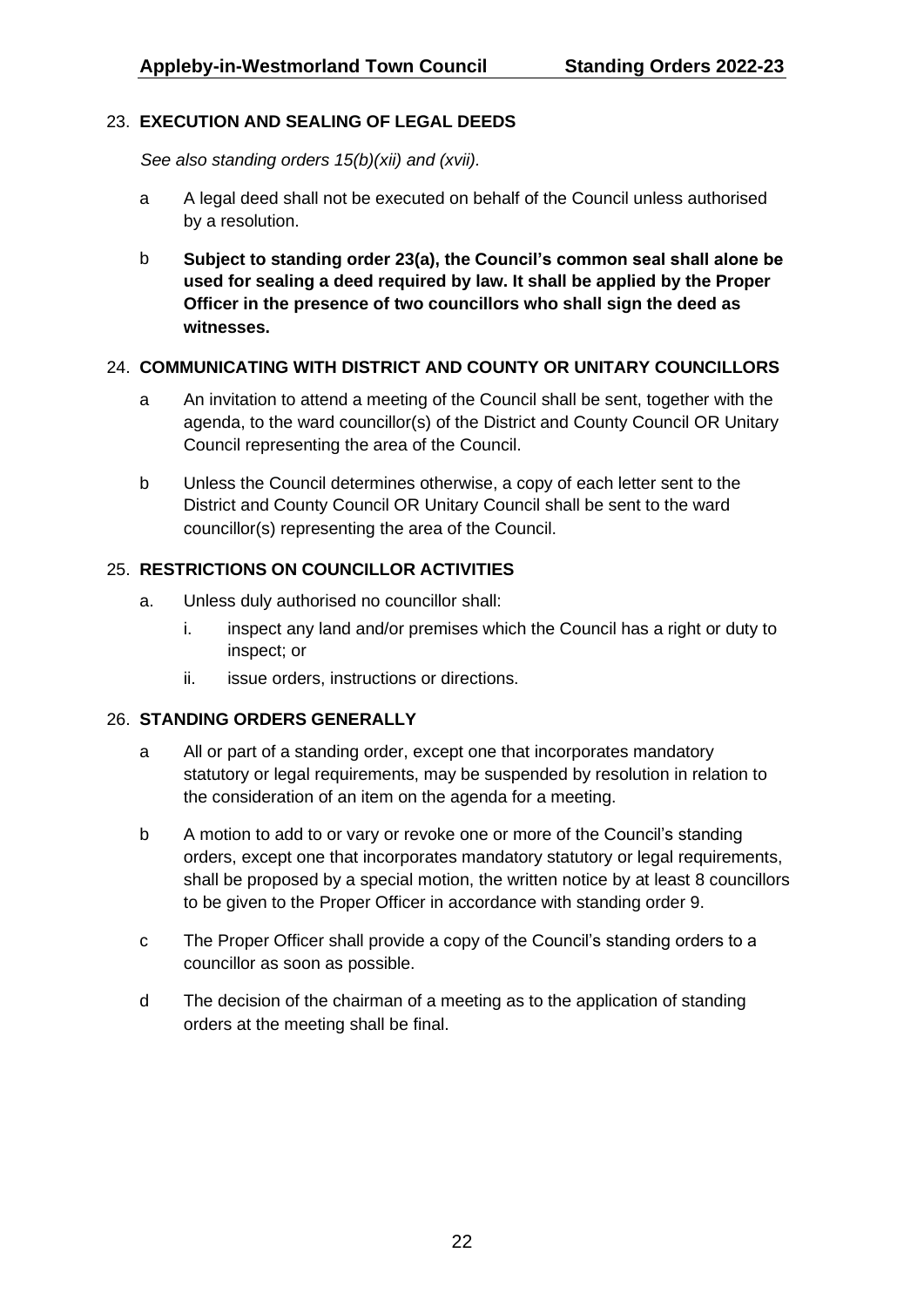## 23. EXECUTION AND SEALING OF LEGAL DEEDS

*See also standing orders 15(b)(xii) and (xvii).*

a A legal deed shall not be executed on behalf of the Council unless authorised by a resolution.

b **Subject to standing order 23(a), the Council's common seal shall alone be used for sealing a deed required by law. It shall be applied by the Proper Officer in the presence of two councillors who shall sign the deed as witnesses.**

## 24. COMMUNICATING WITH DISTRICT AND COUNTY OR UNITARY COUNCILLORS

a An invitation to attend a meeting of the Council shall be sent, together with the agenda, to the ward councillor(s) of the District and County Council OR Unitary Council representing the area of the Council.

b Unless the Council determines otherwise, a copy of each letter sent to the District and County Council OR Unitary Council shall be sent to the ward councillor(s) representing the area of the Council.

## 25. RESTRICTIONS ON COUNCILLOR ACTIVITIES

a. Unless duly authorised no councillor shall:

   i. inspect any land and/or premises which the Council has a right or duty to inspect; or

   ii. issue orders, instructions or directions.

## 26. STANDING ORDERS GENERALLY

a All or part of a standing order, except one that incorporates mandatory statutory or legal requirements, may be suspended by resolution in relation to the consideration of an item on the agenda for a meeting.

b A motion to add to or vary or revoke one or more of the Council's standing orders, except one that incorporates mandatory statutory or legal requirements, shall be proposed by a special motion, the written notice by at least 8 councillors to be given to the Proper Officer in accordance with standing order 9.

c The Proper Officer shall provide a copy of the Council's standing orders to a councillor as soon as possible.

d The decision of the chairman of a meeting as to the application of standing orders at the meeting shall be final.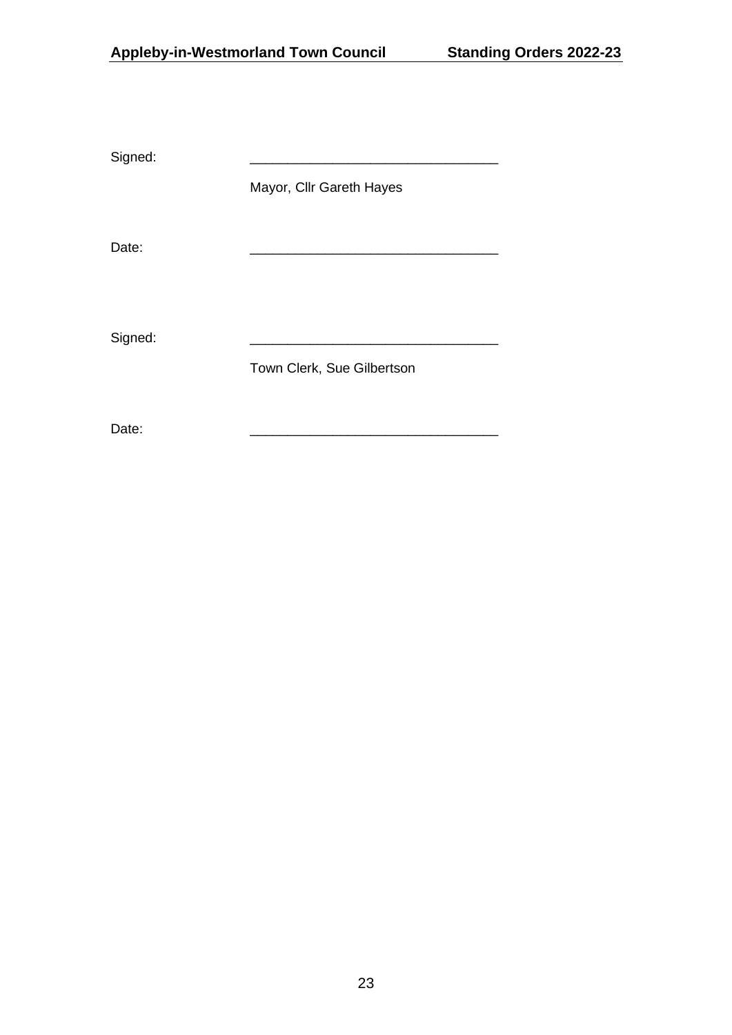Signed: \_\_\_\_\_\_\_\_\_\_\_\_\_\_\_\_\_\_\_\_\_\_\_\_\_\_\_\_\_\_\_\_\_\_

Mayor, Cllr Gareth Hayes

Date: \_\_\_\_\_\_\_\_\_\_\_\_\_\_\_\_\_\_\_\_\_\_\_\_\_\_\_\_\_\_\_\_\_\_

Signed: \_\_\_\_\_\_\_\_\_\_\_\_\_\_\_\_\_\_\_\_\_\_\_\_\_\_\_\_\_\_\_\_\_\_

Town Clerk, Sue Gilbertson

Date: \_\_\_\_\_\_\_\_\_\_\_\_\_\_\_\_\_\_\_\_\_\_\_\_\_\_\_\_\_\_\_\_\_\_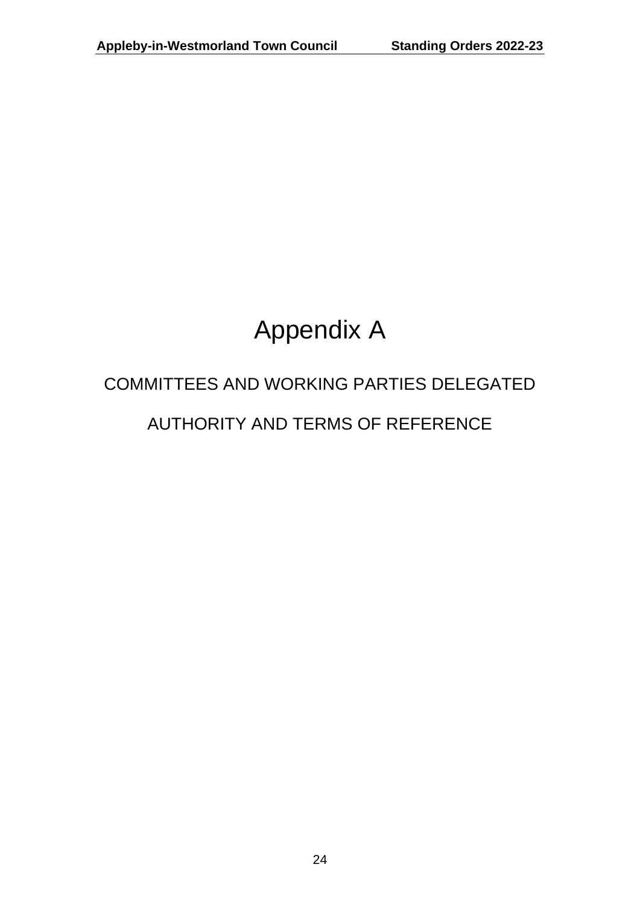# Appendix A

## COMMITTEES AND WORKING PARTIES DELEGATED AUTHORITY AND TERMS OF REFERENCE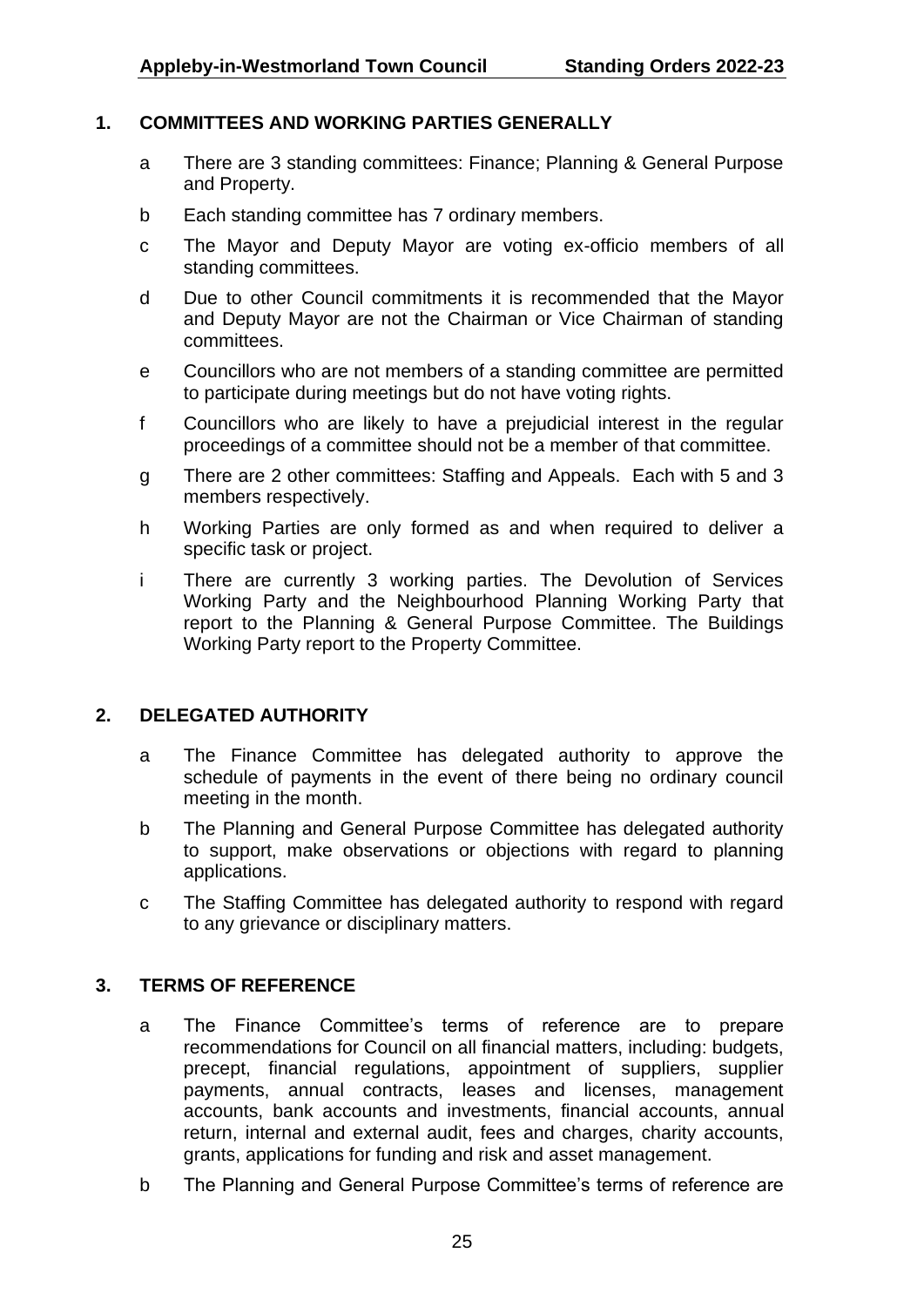## 1. COMMITTEES AND WORKING PARTIES GENERALLY

a There are 3 standing committees: Finance; Planning & General Purpose and Property.

b Each standing committee has 7 ordinary members.

c The Mayor and Deputy Mayor are voting ex-officio members of all standing committees.

d Due to other Council commitments it is recommended that the Mayor and Deputy Mayor are not the Chairman or Vice Chairman of standing committees.

e Councillors who are not members of a standing committee are permitted to participate during meetings but do not have voting rights.

f Councillors who are likely to have a prejudicial interest in the regular proceedings of a committee should not be a member of that committee.

g There are 2 other committees: Staffing and Appeals. Each with 5 and 3 members respectively.

h Working Parties are only formed as and when required to deliver a specific task or project.

i There are currently 3 working parties. The Devolution of Services Working Party and the Neighbourhood Planning Working Party that report to the Planning & General Purpose Committee. The Buildings Working Party report to the Property Committee.

## 2. DELEGATED AUTHORITY

a The Finance Committee has delegated authority to approve the schedule of payments in the event of there being no ordinary council meeting in the month.

b The Planning and General Purpose Committee has delegated authority to support, make observations or objections with regard to planning applications.

c The Staffing Committee has delegated authority to respond with regard to any grievance or disciplinary matters.

## 3. TERMS OF REFERENCE

a The Finance Committee's terms of reference are to prepare recommendations for Council on all financial matters, including: budgets, precept, financial regulations, appointment of suppliers, supplier payments, annual contracts, leases and licenses, management accounts, bank accounts and investments, financial accounts, annual return, internal and external audit, fees and charges, charity accounts, grants, applications for funding and risk and asset management.

b The Planning and General Purpose Committee's terms of reference are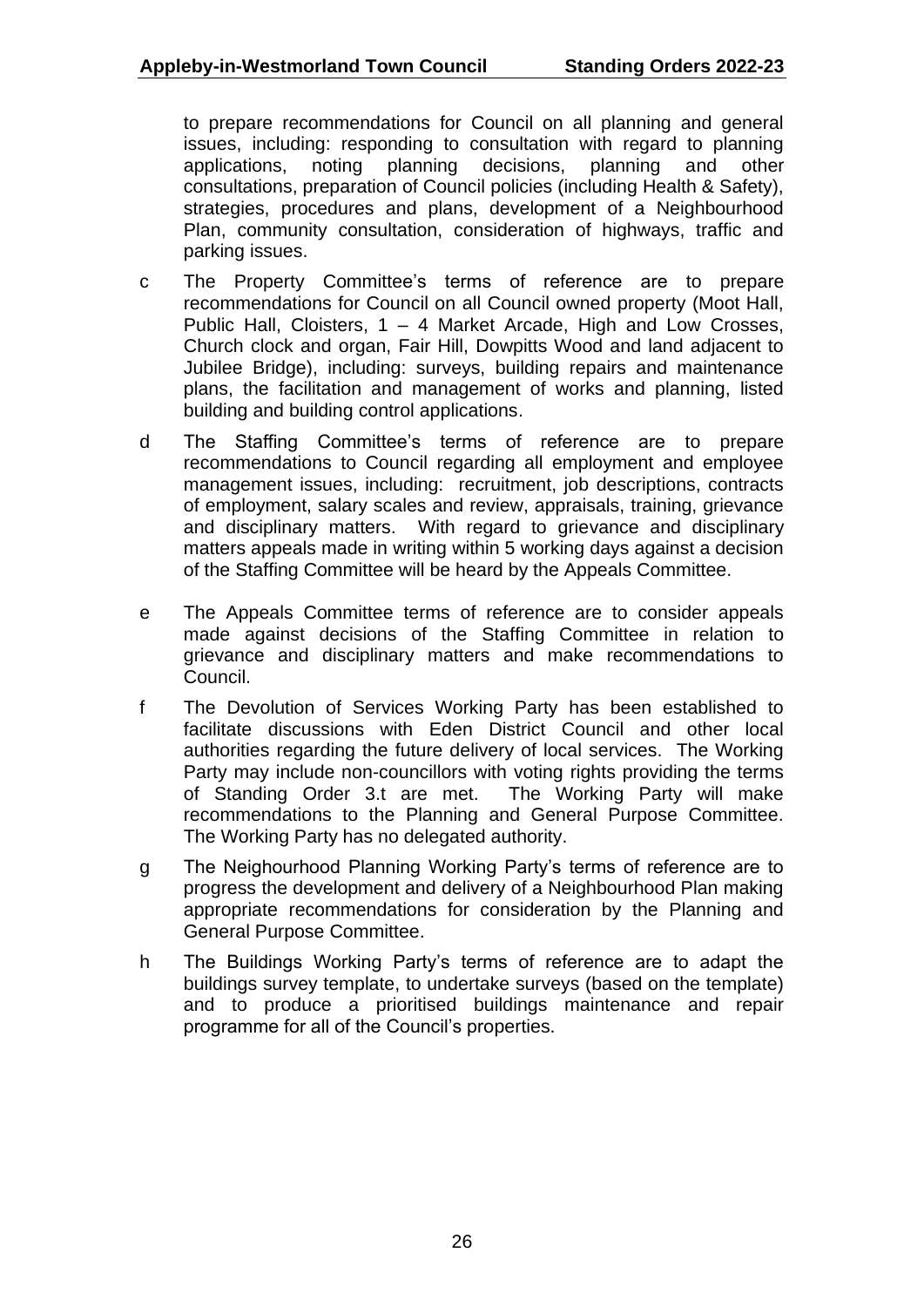to prepare recommendations for Council on all planning and general issues, including: responding to consultation with regard to planning applications, noting planning decisions, planning and other consultations, preparation of Council policies (including Health & Safety), strategies, procedures and plans, development of a Neighbourhood Plan, community consultation, consideration of highways, traffic and parking issues.

c The Property Committee's terms of reference are to prepare recommendations for Council on all Council owned property (Moot Hall, Public Hall, Cloisters, 1 – 4 Market Arcade, High and Low Crosses, Church clock and organ, Fair Hill, Dowpitts Wood and land adjacent to Jubilee Bridge), including: surveys, building repairs and maintenance plans, the facilitation and management of works and planning, listed building and building control applications.

d The Staffing Committee's terms of reference are to prepare recommendations to Council regarding all employment and employee management issues, including: recruitment, job descriptions, contracts of employment, salary scales and review, appraisals, training, grievance and disciplinary matters. With regard to grievance and disciplinary matters appeals made in writing within 5 working days against a decision of the Staffing Committee will be heard by the Appeals Committee.

e The Appeals Committee terms of reference are to consider appeals made against decisions of the Staffing Committee in relation to grievance and disciplinary matters and make recommendations to Council.

f The Devolution of Services Working Party has been established to facilitate discussions with Eden District Council and other local authorities regarding the future delivery of local services. The Working Party may include non-councillors with voting rights providing the terms of Standing Order 3.t are met. The Working Party will make recommendations to the Planning and General Purpose Committee. The Working Party has no delegated authority.

g The Neighourhood Planning Working Party's terms of reference are to progress the development and delivery of a Neighbourhood Plan making appropriate recommendations for consideration by the Planning and General Purpose Committee.

h The Buildings Working Party's terms of reference are to adapt the buildings survey template, to undertake surveys (based on the template) and to produce a prioritised buildings maintenance and repair programme for all of the Council's properties.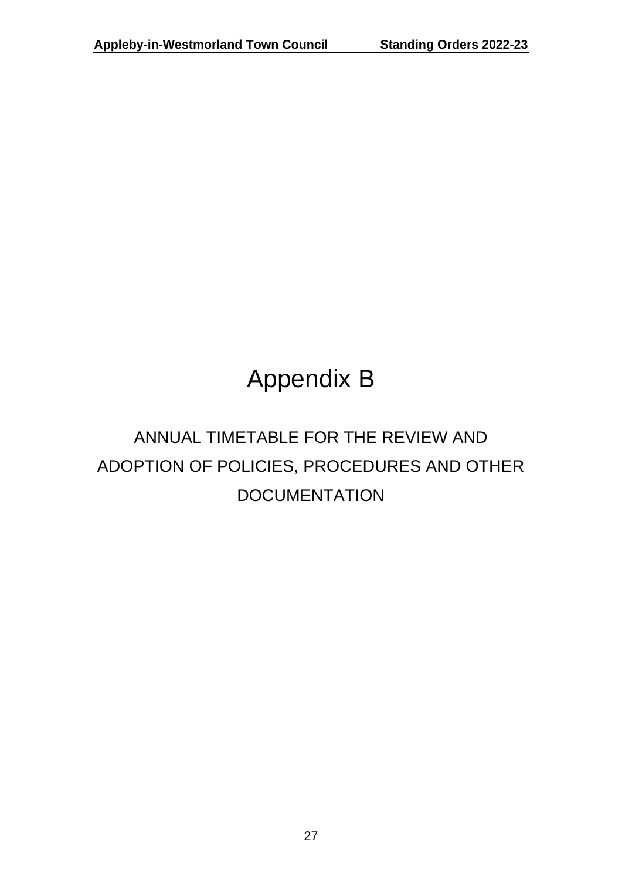# Appendix B

## ANNUAL TIMETABLE FOR THE REVIEW AND ADOPTION OF POLICIES, PROCEDURES AND OTHER DOCUMENTATION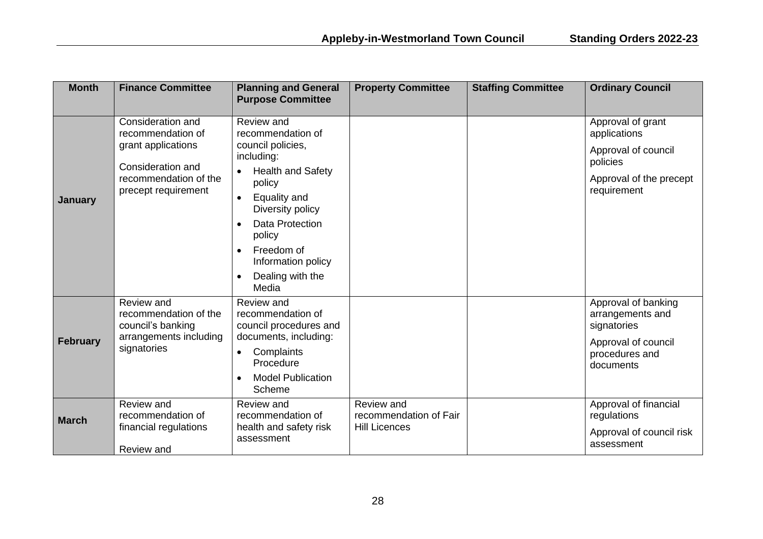| Month | Finance Committee | Planning and General Purpose Committee | Property Committee | Staffing Committee | Ordinary Council |
|---|---|---|---|---|---|
| **January** | Consideration and recommendation of grant applications<br><br>Consideration and recommendation of the precept requirement | Review and recommendation of council policies, including:<br>• Health and Safety policy<br>• Equality and Diversity policy<br>• Data Protection policy<br>• Freedom of Information policy<br>• Dealing with the Media | | | Approval of grant applications<br><br>Approval of council policies<br><br>Approval of the precept requirement |
| **February** | Review and recommendation of the council's banking arrangements including signatories | Review and recommendation of council procedures and documents, including:<br>• Complaints Procedure<br>• Model Publication Scheme | | | Approval of banking arrangements and signatories<br><br>Approval of council procedures and documents |
| **March** | Review and recommendation of financial regulations<br><br>Review and | Review and recommendation of health and safety risk assessment | Review and recommendation of Fair Hill Licences | | Approval of financial regulations<br><br>Approval of council risk assessment |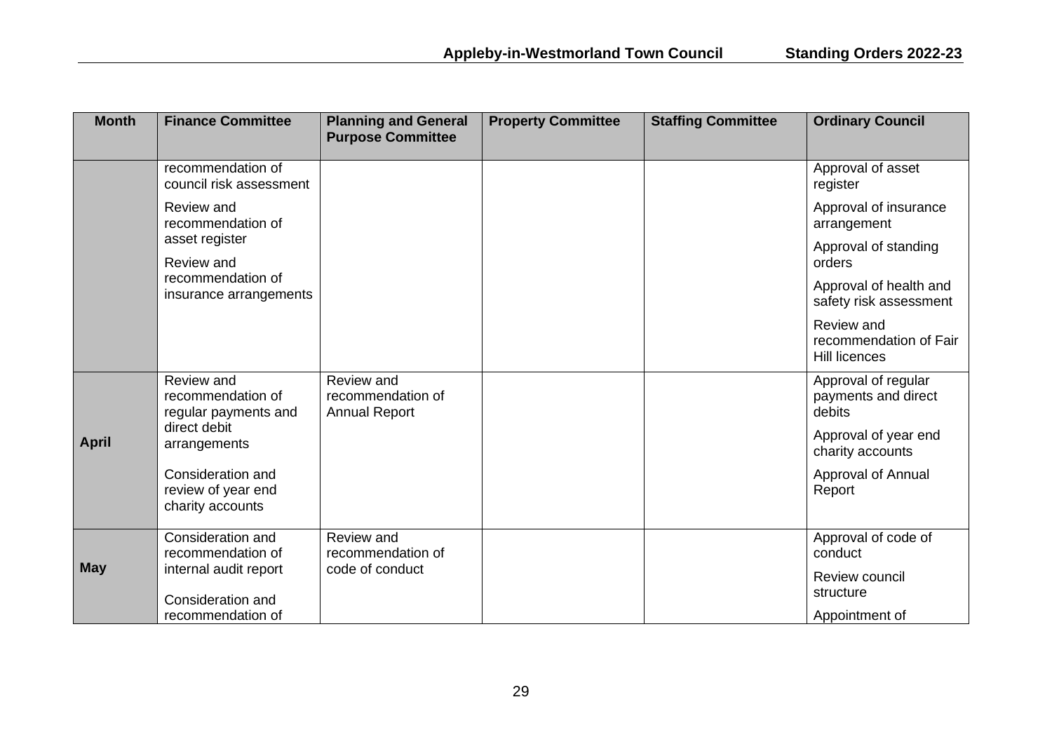| Month | Finance Committee | Planning and General Purpose Committee | Property Committee | Staffing Committee | Ordinary Council |
|---|---|---|---|---|---|
| | recommendation of council risk assessment<br><br>Review and recommendation of asset register<br><br>Review and recommendation of insurance arrangements | | | | Approval of asset register<br><br>Approval of insurance arrangement<br><br>Approval of standing orders<br><br>Approval of health and safety risk assessment<br><br>Review and recommendation of Fair Hill licences |
| **April** | Review and recommendation of regular payments and direct debit arrangements<br><br>Consideration and review of year end charity accounts | Review and recommendation of Annual Report | | | Approval of regular payments and direct debits<br><br>Approval of year end charity accounts<br><br>Approval of Annual Report |
| **May** | Consideration and recommendation of internal audit report<br><br>Consideration and recommendation of | Review and recommendation of code of conduct | | | Approval of code of conduct<br><br>Review council structure<br><br>Appointment of |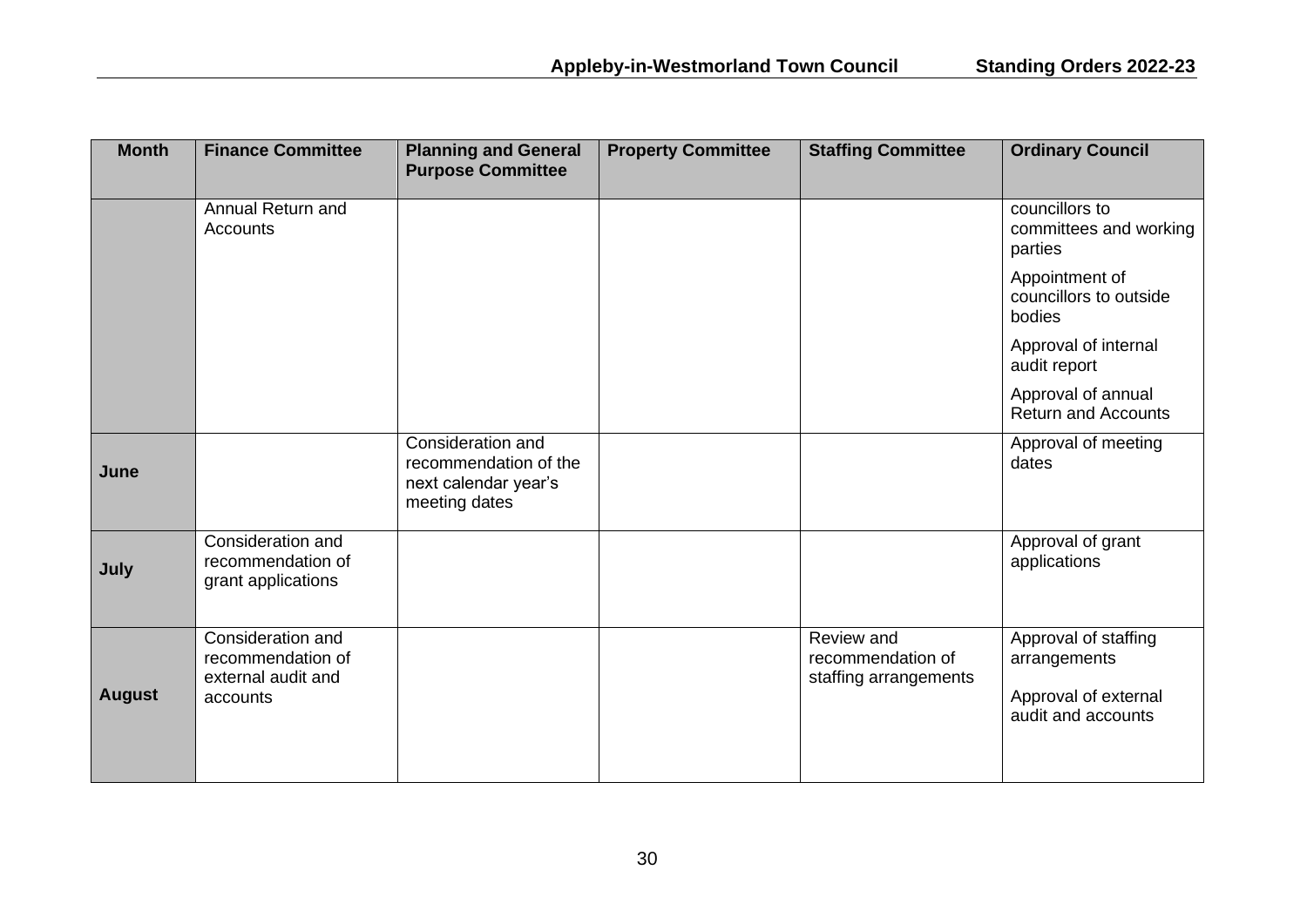| Month | Finance Committee | Planning and General Purpose Committee | Property Committee | Staffing Committee | Ordinary Council |
| --- | --- | --- | --- | --- | --- |
| | Annual Return and Accounts | | | | councillors to committees and working parties<br><br>Appointment of councillors to outside bodies<br><br>Approval of internal audit report<br><br>Approval of annual Return and Accounts |
| **June** | | Consideration and recommendation of the next calendar year's meeting dates | | | Approval of meeting dates |
| **July** | Consideration and recommendation of grant applications | | | | Approval of grant applications |
| **August** | Consideration and recommendation of external audit and accounts | | | Review and recommendation of staffing arrangements | Approval of staffing arrangements<br><br>Approval of external audit and accounts |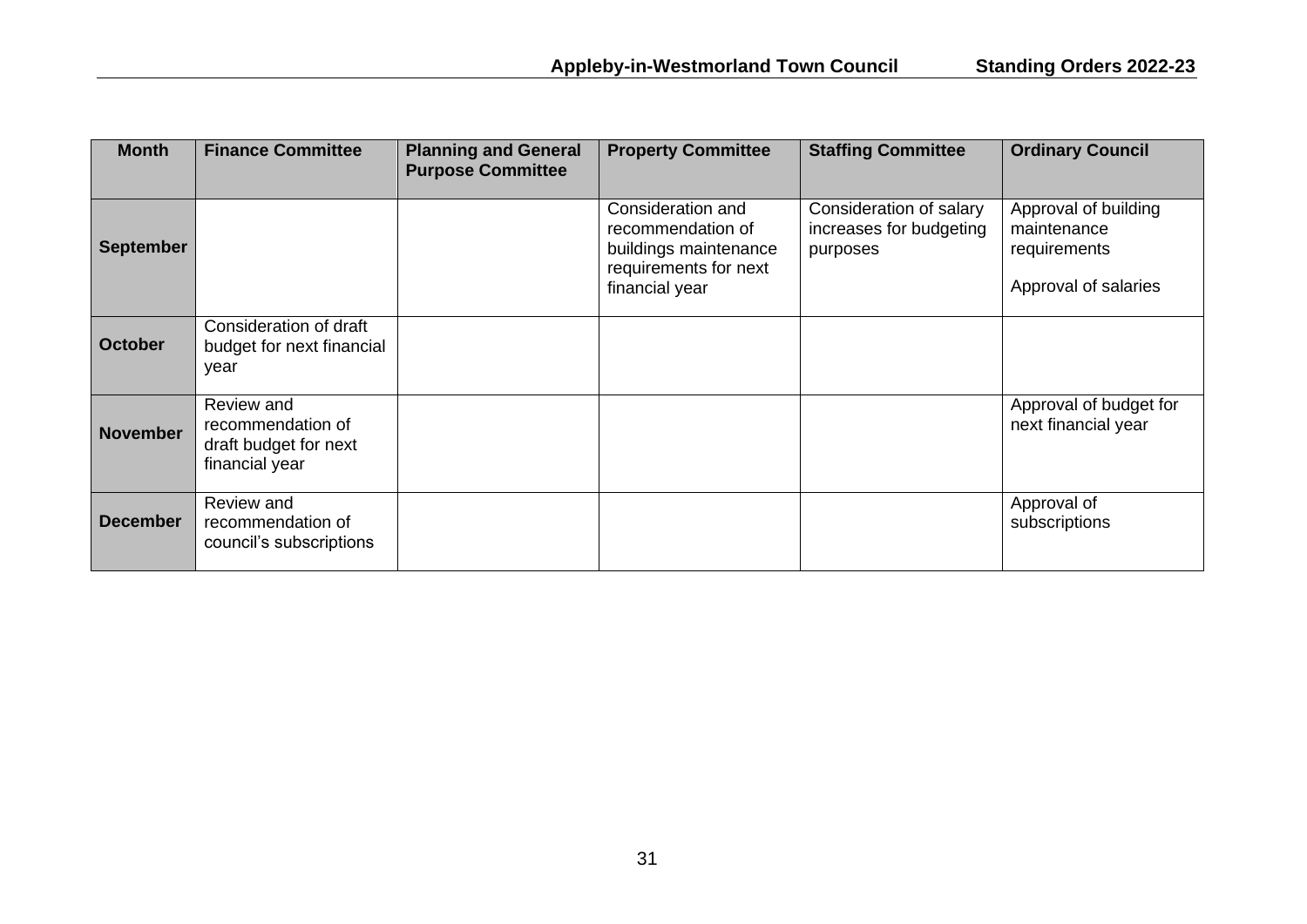| Month | Finance Committee | Planning and General Purpose Committee | Property Committee | Staffing Committee | Ordinary Council |
|---|---|---|---|---|---|
| **September** | | | Consideration and recommendation of buildings maintenance requirements for next financial year | Consideration of salary increases for budgeting purposes | Approval of building maintenance requirements<br><br>Approval of salaries |
| **October** | Consideration of draft budget for next financial year | | | | |
| **November** | Review and recommendation of draft budget for next financial year | | | | Approval of budget for next financial year |
| **December** | Review and recommendation of council's subscriptions | | | | Approval of subscriptions |